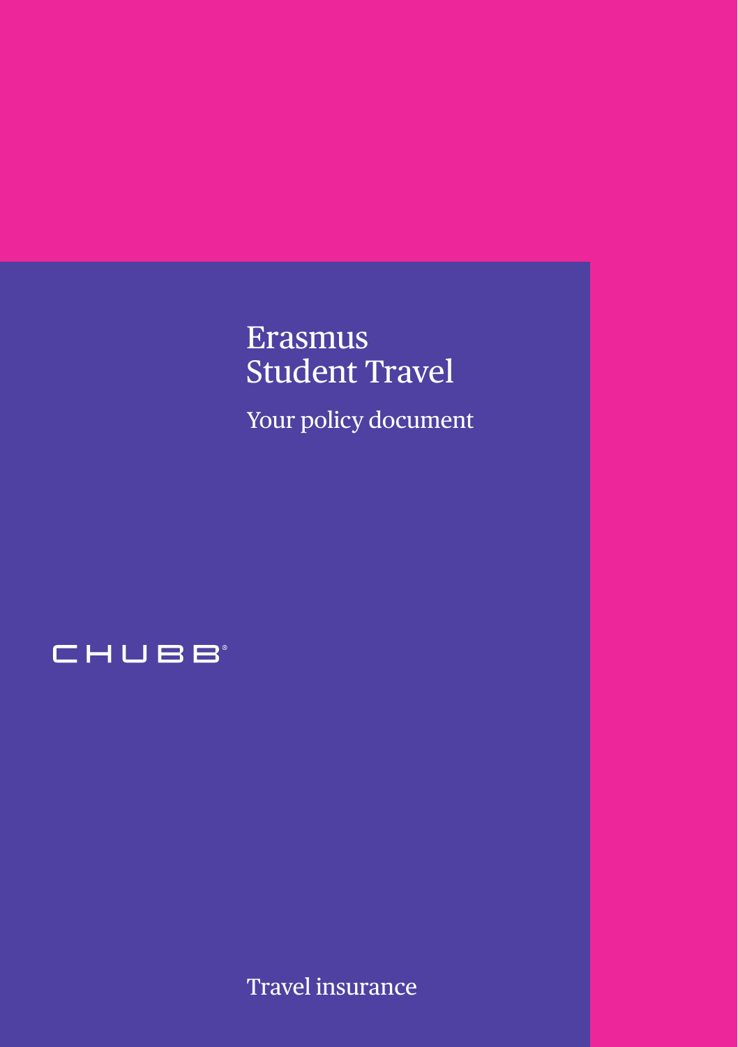# Erasmus Student Travel

Your policy document

CHUBB®

Travel insurance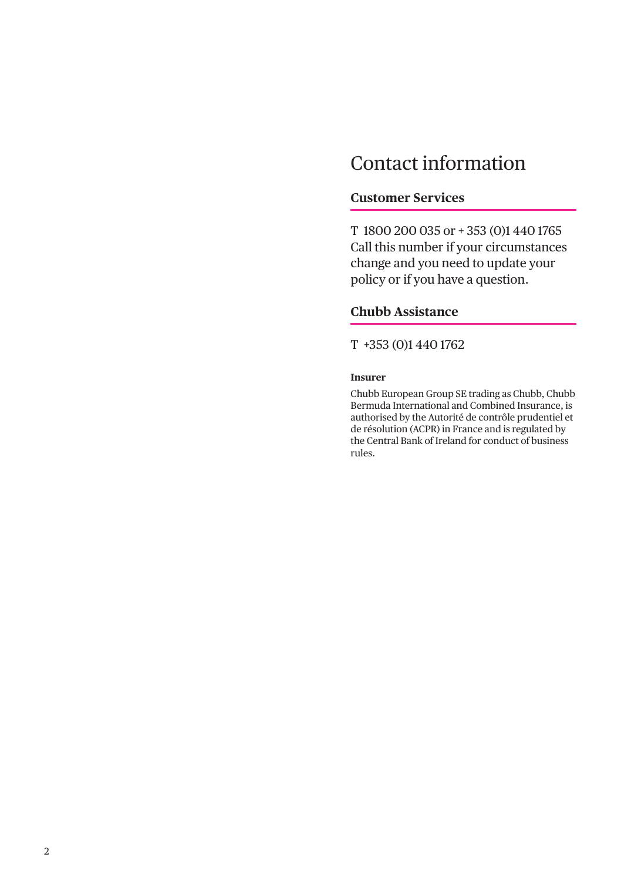# Contact information

## Customer Services

T 1800 200 035 or + 353 (0)1 440 1765
Call this number if your circumstances change and you need to update your policy or if you have a question.

## Chubb Assistance

T +353 (0)1 440 1762

#### Insurer

Chubb European Group SE trading as Chubb, Chubb Bermuda International and Combined Insurance, is authorised by the Autorité de contrôle prudentiel et de résolution (ACPR) in France and is regulated by the Central Bank of Ireland for conduct of business rules.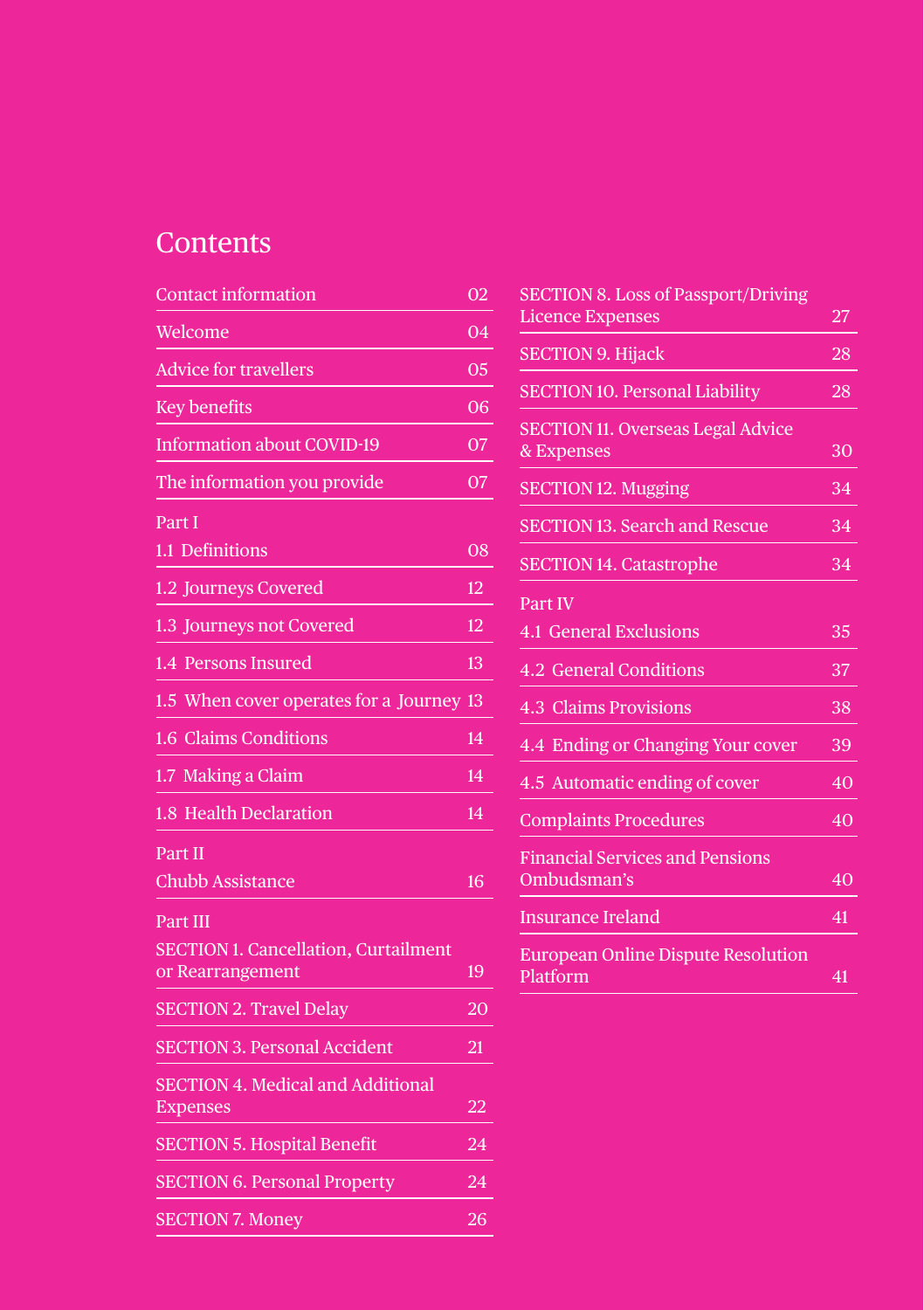# Contents

| | |
|---|---|
| Contact information | 02 |
| Welcome | 04 |
| Advice for travellers | 05 |
| Key benefits | 06 |
| Information about COVID-19 | 07 |
| The information you provide | 07 |
| **Part I** | |
| 1.1 Definitions | 08 |
| 1.2 Journeys Covered | 12 |
| 1.3 Journeys not Covered | 12 |
| 1.4 Persons Insured | 13 |
| 1.5 When cover operates for a Journey | 13 |
| 1.6 Claims Conditions | 14 |
| 1.7 Making a Claim | 14 |
| 1.8 Health Declaration | 14 |
| **Part II** | |
| Chubb Assistance | 16 |
| **Part III** | |
| SECTION 1. Cancellation, Curtailment or Rearrangement | 19 |
| SECTION 2. Travel Delay | 20 |
| SECTION 3. Personal Accident | 21 |
| SECTION 4. Medical and Additional Expenses | 22 |
| SECTION 5. Hospital Benefit | 24 |
| SECTION 6. Personal Property | 24 |
| SECTION 7. Money | 26 |
| SECTION 8. Loss of Passport/Driving Licence Expenses | 27 |
| SECTION 9. Hijack | 28 |
| SECTION 10. Personal Liability | 28 |
| SECTION 11. Overseas Legal Advice & Expenses | 30 |
| SECTION 12. Mugging | 34 |
| SECTION 13. Search and Rescue | 34 |
| SECTION 14. Catastrophe | 34 |
| **Part IV** | |
| 4.1 General Exclusions | 35 |
| 4.2 General Conditions | 37 |
| 4.3 Claims Provisions | 38 |
| 4.4 Ending or Changing Your cover | 39 |
| 4.5 Automatic ending of cover | 40 |
| Complaints Procedures | 40 |
| Financial Services and Pensions Ombudsman's | 40 |
| Insurance Ireland | 41 |
| European Online Dispute Resolution Platform | 41 |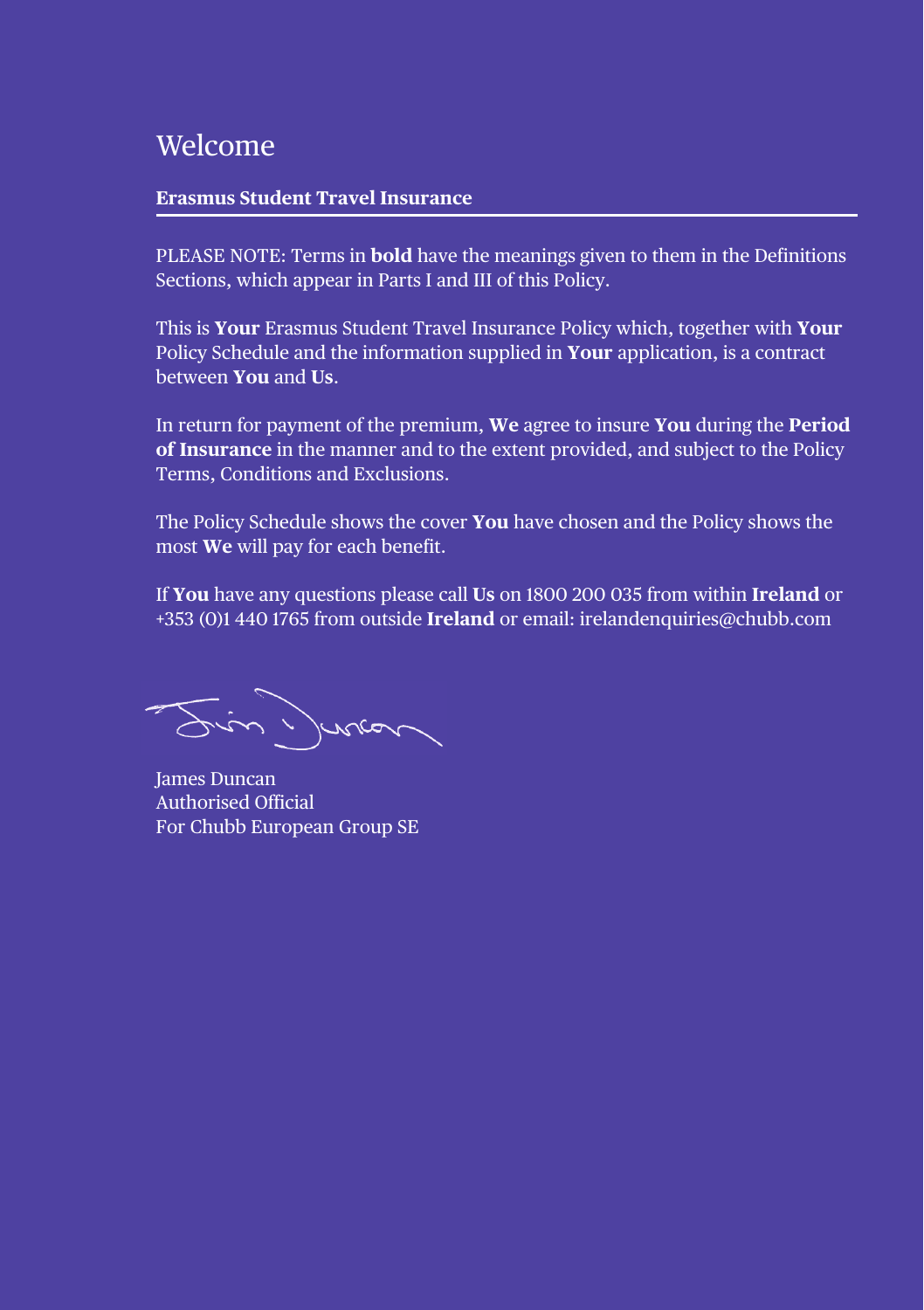# Welcome

**Erasmus Student Travel Insurance**

PLEASE NOTE: Terms in **bold** have the meanings given to them in the Definitions Sections, which appear in Parts I and III of this Policy.

This is **Your** Erasmus Student Travel Insurance Policy which, together with **Your** Policy Schedule and the information supplied in **Your** application, is a contract between **You** and **Us**.

In return for payment of the premium, **We** agree to insure **You** during the **Period of Insurance** in the manner and to the extent provided, and subject to the Policy Terms, Conditions and Exclusions.

The Policy Schedule shows the cover **You** have chosen and the Policy shows the most **We** will pay for each benefit.

If **You** have any questions please call **Us** on 1800 200 035 from within **Ireland** or +353 (0)1 440 1765 from outside **Ireland** or email: irelandenquiries@chubb.com

James Duncan
Authorised Official
For Chubb European Group SE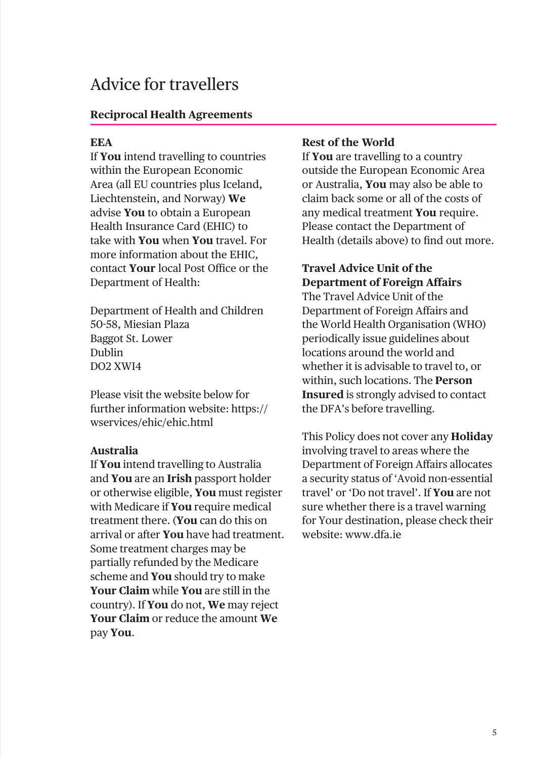# Advice for travellers

## Reciprocal Health Agreements

### EEA

If **You** intend travelling to countries within the European Economic Area (all EU countries plus Iceland, Liechtenstein, and Norway) **We** advise **You** to obtain a European Health Insurance Card (EHIC) to take with **You** when **You** travel. For more information about the EHIC, contact **Your** local Post Office or the Department of Health:

Department of Health and Children
50-58, Miesian Plaza
Baggot St. Lower
Dublin
DO2 XWI4

Please visit the website below for further information website: https://wservices/ehic/ehic.html

### Australia

If **You** intend travelling to Australia and **You** are an **Irish** passport holder or otherwise eligible, **You** must register with Medicare if **You** require medical treatment there. (**You** can do this on arrival or after **You** have had treatment. Some treatment charges may be partially refunded by the Medicare scheme and **You** should try to make **Your Claim** while **You** are still in the country). If **You** do not, **We** may reject **Your Claim** or reduce the amount **We** pay **You**.

### Rest of the World

If **You** are travelling to a country outside the European Economic Area or Australia, **You** may also be able to claim back some or all of the costs of any medical treatment **You** require. Please contact the Department of Health (details above) to find out more.

### Travel Advice Unit of the Department of Foreign Affairs

The Travel Advice Unit of the Department of Foreign Affairs and the World Health Organisation (WHO) periodically issue guidelines about locations around the world and whether it is advisable to travel to, or within, such locations. The **Person Insured** is strongly advised to contact the DFA's before travelling.

This Policy does not cover any **Holiday** involving travel to areas where the Department of Foreign Affairs allocates a security status of 'Avoid non-essential travel' or 'Do not travel'. If **You** are not sure whether there is a travel warning for Your destination, please check their website: www.dfa.ie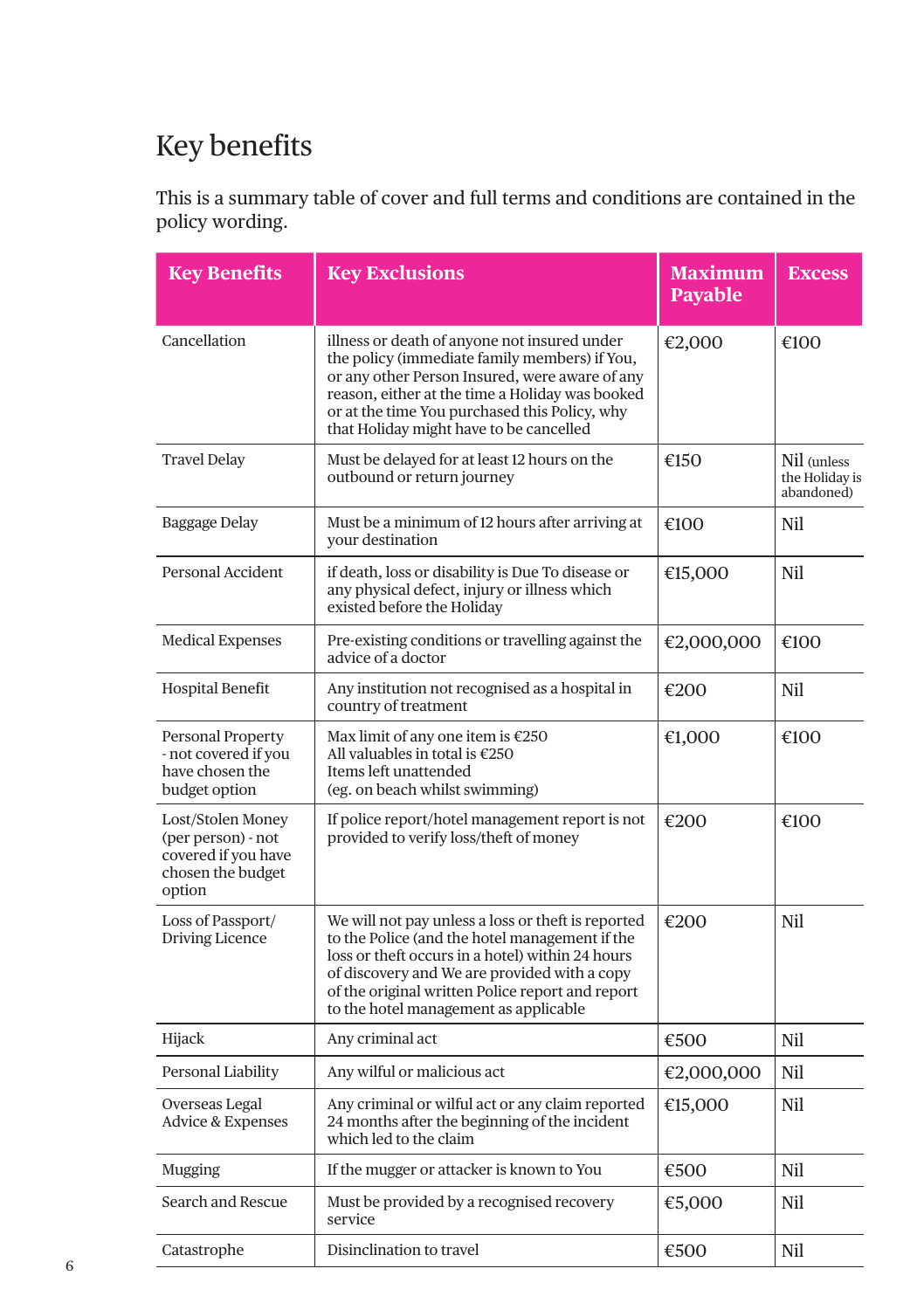# Key benefits

This is a summary table of cover and full terms and conditions are contained in the policy wording.

| Key Benefits | Key Exclusions | Maximum Payable | Excess |
|---|---|---|---|
| Cancellation | illness or death of anyone not insured under the policy (immediate family members) if You, or any other Person Insured, were aware of any reason, either at the time a Holiday was booked or at the time You purchased this Policy, why that Holiday might have to be cancelled | €2,000 | €100 |
| Travel Delay | Must be delayed for at least 12 hours on the outbound or return journey | €150 | Nil (unless the Holiday is abandoned) |
| Baggage Delay | Must be a minimum of 12 hours after arriving at your destination | €100 | Nil |
| Personal Accident | if death, loss or disability is Due To disease or any physical defect, injury or illness which existed before the Holiday | €15,000 | Nil |
| Medical Expenses | Pre-existing conditions or travelling against the advice of a doctor | €2,000,000 | €100 |
| Hospital Benefit | Any institution not recognised as a hospital in country of treatment | €200 | Nil |
| Personal Property - not covered if you have chosen the budget option | Max limit of any one item is €250<br>All valuables in total is €250<br>Items left unattended<br>(eg. on beach whilst swimming) | €1,000 | €100 |
| Lost/Stolen Money (per person) - not covered if you have chosen the budget option | If police report/hotel management report is not provided to verify loss/theft of money | €200 | €100 |
| Loss of Passport/ Driving Licence | We will not pay unless a loss or theft is reported to the Police (and the hotel management if the loss or theft occurs in a hotel) within 24 hours of discovery and We are provided with a copy of the original written Police report and report to the hotel management as applicable | €200 | Nil |
| Hijack | Any criminal act | €500 | Nil |
| Personal Liability | Any wilful or malicious act | €2,000,000 | Nil |
| Overseas Legal Advice & Expenses | Any criminal or wilful act or any claim reported 24 months after the beginning of the incident which led to the claim | €15,000 | Nil |
| Mugging | If the mugger or attacker is known to You | €500 | Nil |
| Search and Rescue | Must be provided by a recognised recovery service | €5,000 | Nil |
| Catastrophe | Disinclination to travel | €500 | Nil |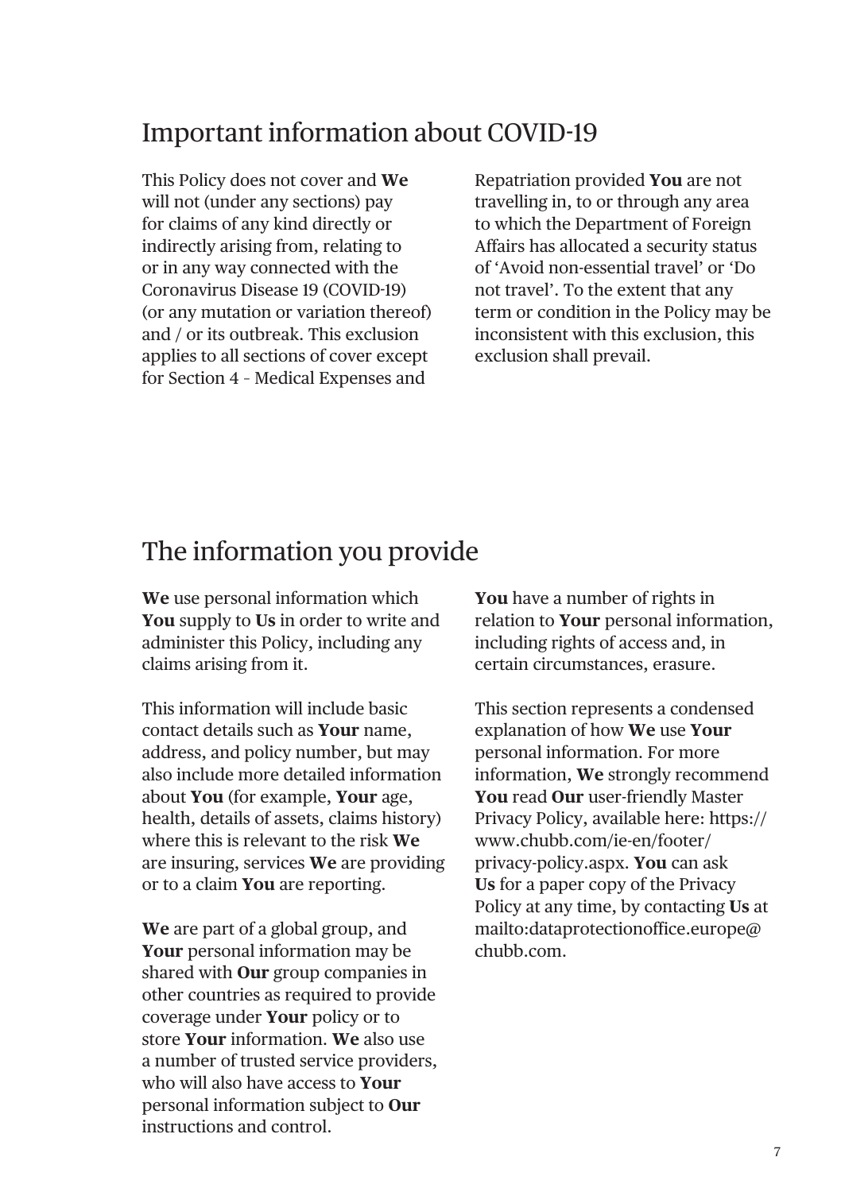## Important information about COVID-19

This Policy does not cover and **We** will not (under any sections) pay for claims of any kind directly or indirectly arising from, relating to or in any way connected with the Coronavirus Disease 19 (COVID-19) (or any mutation or variation thereof) and / or its outbreak. This exclusion applies to all sections of cover except for Section 4 – Medical Expenses and Repatriation provided **You** are not travelling in, to or through any area to which the Department of Foreign Affairs has allocated a security status of 'Avoid non-essential travel' or 'Do not travel'. To the extent that any term or condition in the Policy may be inconsistent with this exclusion, this exclusion shall prevail.

## The information you provide

**We** use personal information which **You** supply to **Us** in order to write and administer this Policy, including any claims arising from it.

This information will include basic contact details such as **Your** name, address, and policy number, but may also include more detailed information about **You** (for example, **Your** age, health, details of assets, claims history) where this is relevant to the risk **We** are insuring, services **We** are providing or to a claim **You** are reporting.

**We** are part of a global group, and **Your** personal information may be shared with **Our** group companies in other countries as required to provide coverage under **Your** policy or to store **Your** information. **We** also use a number of trusted service providers, who will also have access to **Your** personal information subject to **Our** instructions and control.

**You** have a number of rights in relation to **Your** personal information, including rights of access and, in certain circumstances, erasure.

This section represents a condensed explanation of how **We** use **Your** personal information. For more information, **We** strongly recommend **You** read **Our** user-friendly Master Privacy Policy, available here: https://www.chubb.com/ie-en/footer/privacy-policy.aspx. **You** can ask **Us** for a paper copy of the Privacy Policy at any time, by contacting **Us** at mailto:dataprotectionoffice.europe@chubb.com.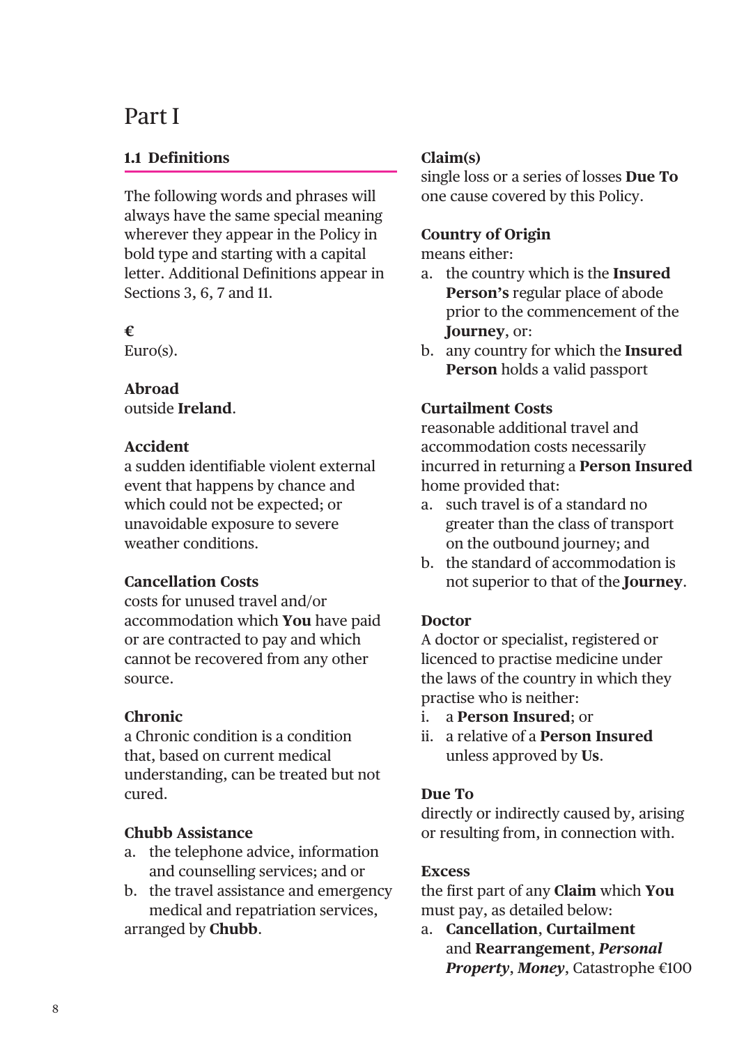# Part I

## 1.1 Definitions

The following words and phrases will always have the same special meaning wherever they appear in the Policy in bold type and starting with a capital letter. Additional Definitions appear in Sections 3, 6, 7 and 11.

**€**
Euro(s).

**Abroad**
outside **Ireland**.

**Accident**
a sudden identifiable violent external event that happens by chance and which could not be expected; or unavoidable exposure to severe weather conditions.

**Cancellation Costs**
costs for unused travel and/or accommodation which **You** have paid or are contracted to pay and which cannot be recovered from any other source.

**Chronic**
a Chronic condition is a condition that, based on current medical understanding, can be treated but not cured.

**Chubb Assistance**

a. the telephone advice, information and counselling services; and or
b. the travel assistance and emergency medical and repatriation services,

arranged by **Chubb**.

**Claim(s)**
single loss or a series of losses **Due To** one cause covered by this Policy.

**Country of Origin**
means either:

a. the country which is the **Insured Person's** regular place of abode prior to the commencement of the **Journey**, or:
b. any country for which the **Insured Person** holds a valid passport

**Curtailment Costs**
reasonable additional travel and accommodation costs necessarily incurred in returning a **Person Insured** home provided that:

a. such travel is of a standard no greater than the class of transport on the outbound journey; and
b. the standard of accommodation is not superior to that of the **Journey**.

**Doctor**
A doctor or specialist, registered or licenced to practise medicine under the laws of the country in which they practise who is neither:

i. a **Person Insured**; or
ii. a relative of a **Person Insured** unless approved by **Us**.

**Due To**
directly or indirectly caused by, arising or resulting from, in connection with.

**Excess**
the first part of any **Claim** which **You** must pay, as detailed below:

a. **Cancellation**, **Curtailment** and **Rearrangement**, ***Personal Property***, ***Money***, Catastrophe €100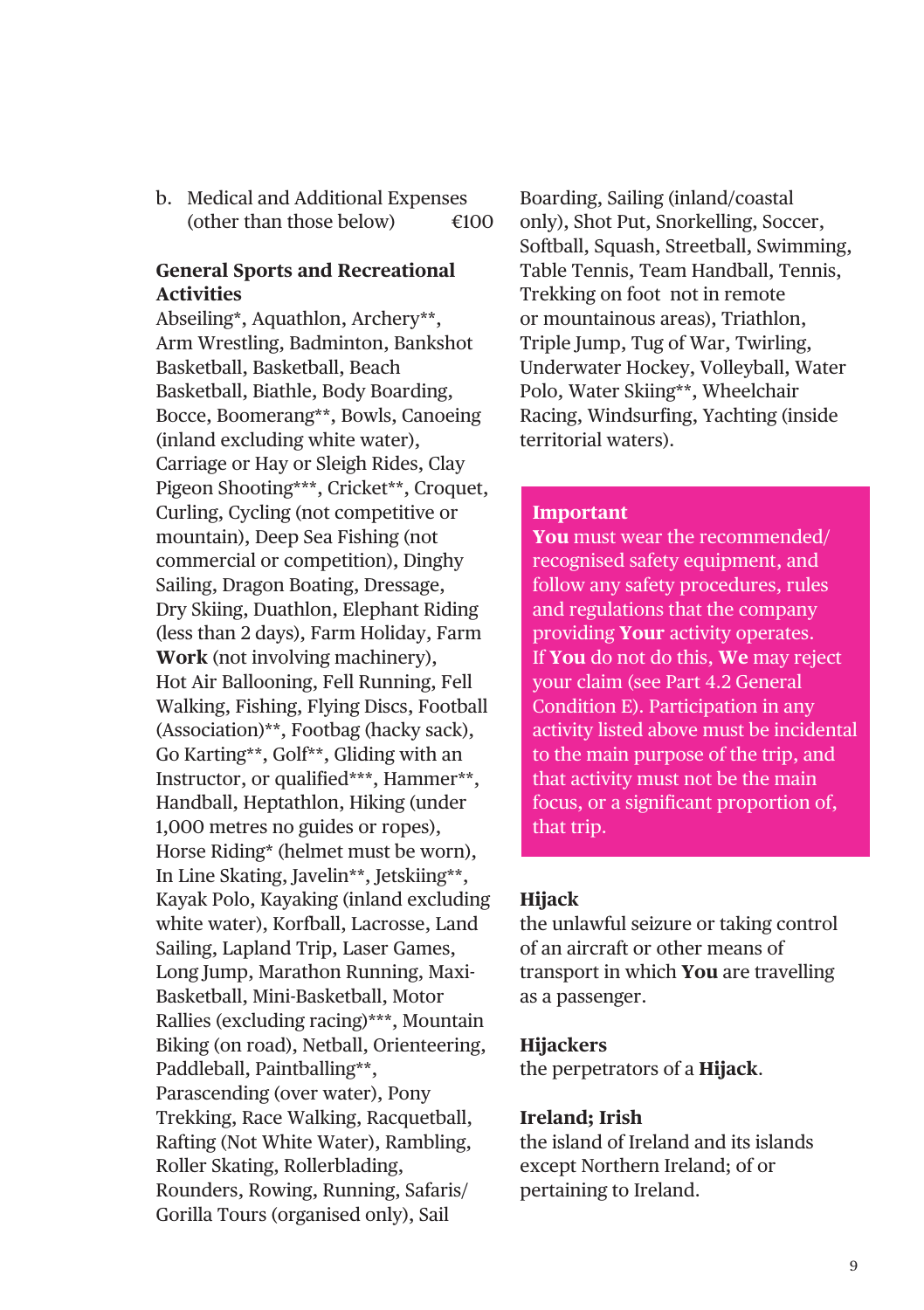b. Medical and Additional Expenses (other than those below) €100

**General Sports and Recreational Activities**

Abseiling*, Aquathlon, Archery**, Arm Wrestling, Badminton, Bankshot Basketball, Basketball, Beach Basketball, Biathle, Body Boarding, Bocce, Boomerang**, Bowls, Canoeing (inland excluding white water), Carriage or Hay or Sleigh Rides, Clay Pigeon Shooting***, Cricket**, Croquet, Curling, Cycling (not competitive or mountain), Deep Sea Fishing (not commercial or competition), Dinghy Sailing, Dragon Boating, Dressage, Dry Skiing, Duathlon, Elephant Riding (less than 2 days), Farm Holiday, Farm **Work** (not involving machinery), Hot Air Ballooning, Fell Running, Fell Walking, Fishing, Flying Discs, Football (Association)**, Footbag (hacky sack), Go Karting**, Golf**, Gliding with an Instructor, or qualified***, Hammer**, Handball, Heptathlon, Hiking (under 1,000 metres no guides or ropes), Horse Riding* (helmet must be worn), In Line Skating, Javelin**, Jetskiing**, Kayak Polo, Kayaking (inland excluding white water), Korfball, Lacrosse, Land Sailing, Lapland Trip, Laser Games, Long Jump, Marathon Running, Maxi-Basketball, Mini-Basketball, Motor Rallies (excluding racing)***, Mountain Biking (on road), Netball, Orienteering, Paddleball, Paintballing**, Parascending (over water), Pony Trekking, Race Walking, Racquetball, Rafting (Not White Water), Rambling, Roller Skating, Rollerblading, Rounders, Rowing, Running, Safaris/ Gorilla Tours (organised only), Sail Boarding, Sailing (inland/coastal only), Shot Put, Snorkelling, Soccer, Softball, Squash, Streetball, Swimming, Table Tennis, Team Handball, Tennis, Trekking on foot not in remote or mountainous areas), Triathlon, Triple Jump, Tug of War, Twirling, Underwater Hockey, Volleyball, Water Polo, Water Skiing**, Wheelchair Racing, Windsurfing, Yachting (inside territorial waters).

> **Important**
> **You** must wear the recommended/ recognised safety equipment, and follow any safety procedures, rules and regulations that the company providing **Your** activity operates. If **You** do not do this, **We** may reject your claim (see Part 4.2 General Condition E). Participation in any activity listed above must be incidental to the main purpose of the trip, and that activity must not be the main focus, or a significant proportion of, that trip.

**Hijack**
the unlawful seizure or taking control of an aircraft or other means of transport in which **You** are travelling as a passenger.

**Hijackers**
the perpetrators of a **Hijack**.

**Ireland; Irish**
the island of Ireland and its islands except Northern Ireland; of or pertaining to Ireland.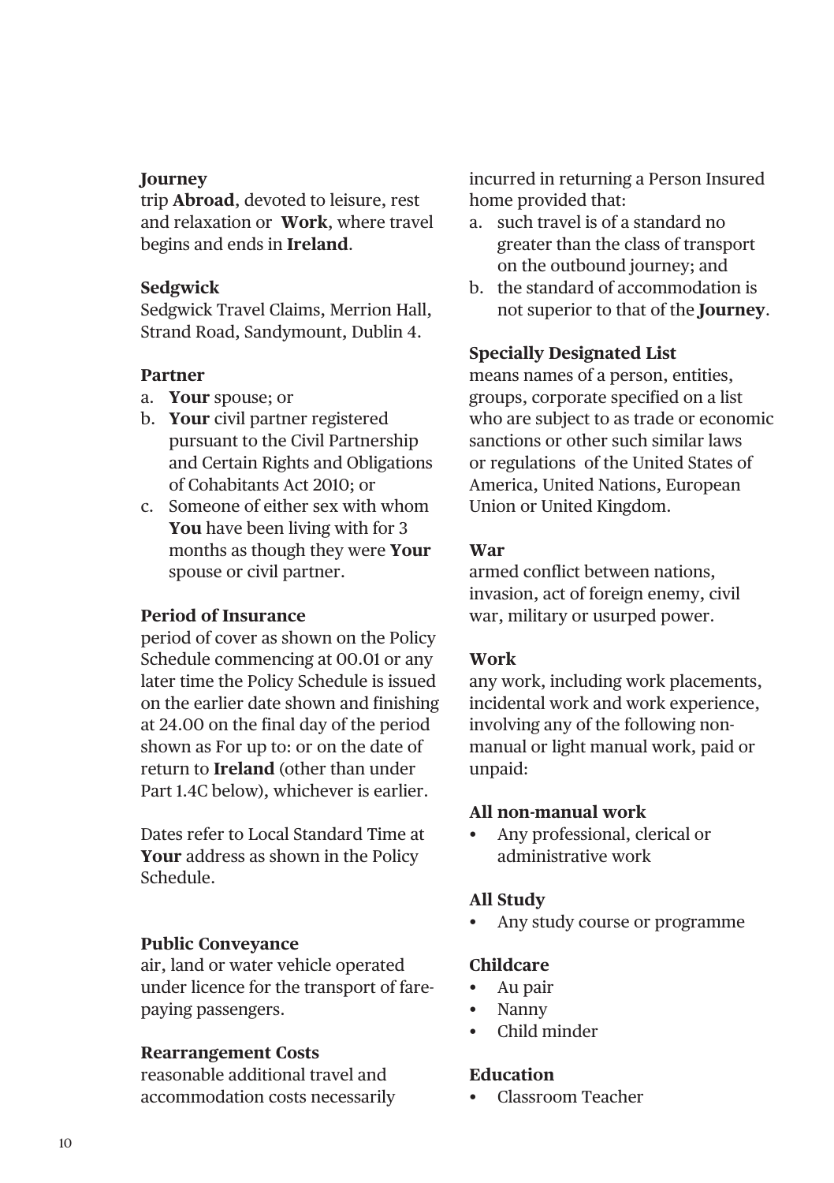**Journey**
trip **Abroad**, devoted to leisure, rest and relaxation or **Work**, where travel begins and ends in **Ireland**.

**Sedgwick**
Sedgwick Travel Claims, Merrion Hall, Strand Road, Sandymount, Dublin 4.

**Partner**

a. **Your** spouse; or
b. **Your** civil partner registered pursuant to the Civil Partnership and Certain Rights and Obligations of Cohabitants Act 2010; or
c. Someone of either sex with whom **You** have been living with for 3 months as though they were **Your** spouse or civil partner.

**Period of Insurance**
period of cover as shown on the Policy Schedule commencing at 00.01 or any later time the Policy Schedule is issued on the earlier date shown and finishing at 24.00 on the final day of the period shown as For up to: or on the date of return to **Ireland** (other than under Part 1.4C below), whichever is earlier.

Dates refer to Local Standard Time at **Your** address as shown in the Policy Schedule.

**Public Conveyance**
air, land or water vehicle operated under licence for the transport of fare-paying passengers.

**Rearrangement Costs**
reasonable additional travel and accommodation costs necessarily incurred in returning a Person Insured home provided that:

a. such travel is of a standard no greater than the class of transport on the outbound journey; and
b. the standard of accommodation is not superior to that of the **Journey**.

**Specially Designated List**
means names of a person, entities, groups, corporate specified on a list who are subject to as trade or economic sanctions or other such similar laws or regulations of the United States of America, United Nations, European Union or United Kingdom.

**War**
armed conflict between nations, invasion, act of foreign enemy, civil war, military or usurped power.

**Work**
any work, including work placements, incidental work and work experience, involving any of the following non-manual or light manual work, paid or unpaid:

**All non-manual work**

- Any professional, clerical or administrative work

**All Study**

- Any study course or programme

**Childcare**

- Au pair
- Nanny
- Child minder

**Education**

- Classroom Teacher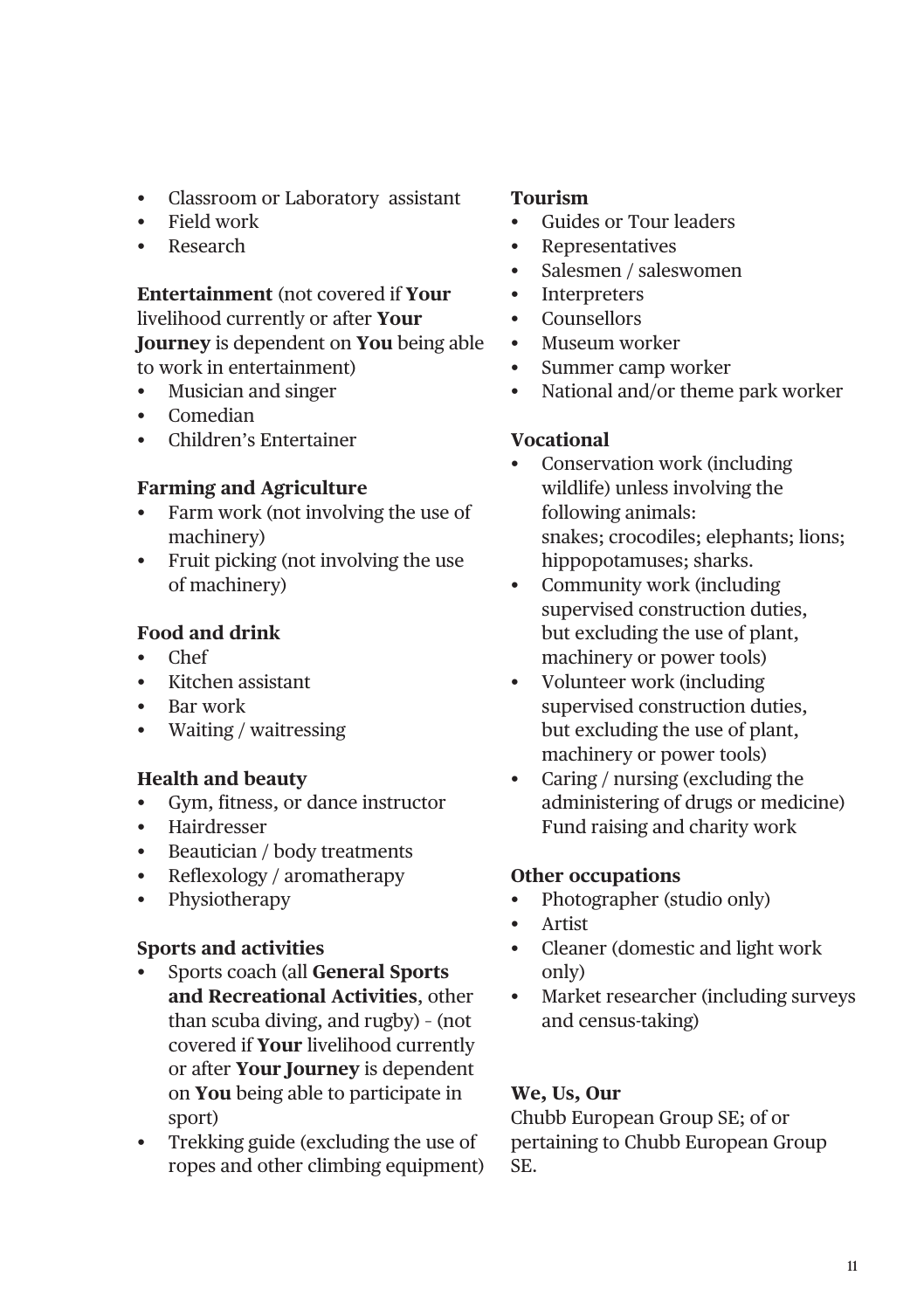- Classroom or Laboratory assistant
- Field work
- Research

**Entertainment** (not covered if **Your** livelihood currently or after **Your Journey** is dependent on **You** being able to work in entertainment)

- Musician and singer
- Comedian
- Children's Entertainer

**Farming and Agriculture**

- Farm work (not involving the use of machinery)
- Fruit picking (not involving the use of machinery)

**Food and drink**

- Chef
- Kitchen assistant
- Bar work
- Waiting / waitressing

**Health and beauty**

- Gym, fitness, or dance instructor
- Hairdresser
- Beautician / body treatments
- Reflexology / aromatherapy
- Physiotherapy

**Sports and activities**

- Sports coach (all **General Sports and Recreational Activities**, other than scuba diving, and rugby) - (not covered if **Your** livelihood currently or after **Your Journey** is dependent on **You** being able to participate in sport)
- Trekking guide (excluding the use of ropes and other climbing equipment)

**Tourism**

- Guides or Tour leaders
- Representatives
- Salesmen / saleswomen
- Interpreters
- Counsellors
- Museum worker
- Summer camp worker
- National and/or theme park worker

**Vocational**

- Conservation work (including wildlife) unless involving the following animals: snakes; crocodiles; elephants; lions; hippopotamuses; sharks.
- Community work (including supervised construction duties, but excluding the use of plant, machinery or power tools)
- Volunteer work (including supervised construction duties, but excluding the use of plant, machinery or power tools)
- Caring / nursing (excluding the administering of drugs or medicine) Fund raising and charity work

**Other occupations**

- Photographer (studio only)
- Artist
- Cleaner (domestic and light work only)
- Market researcher (including surveys and census-taking)

**We, Us, Our**

Chubb European Group SE; of or pertaining to Chubb European Group SE.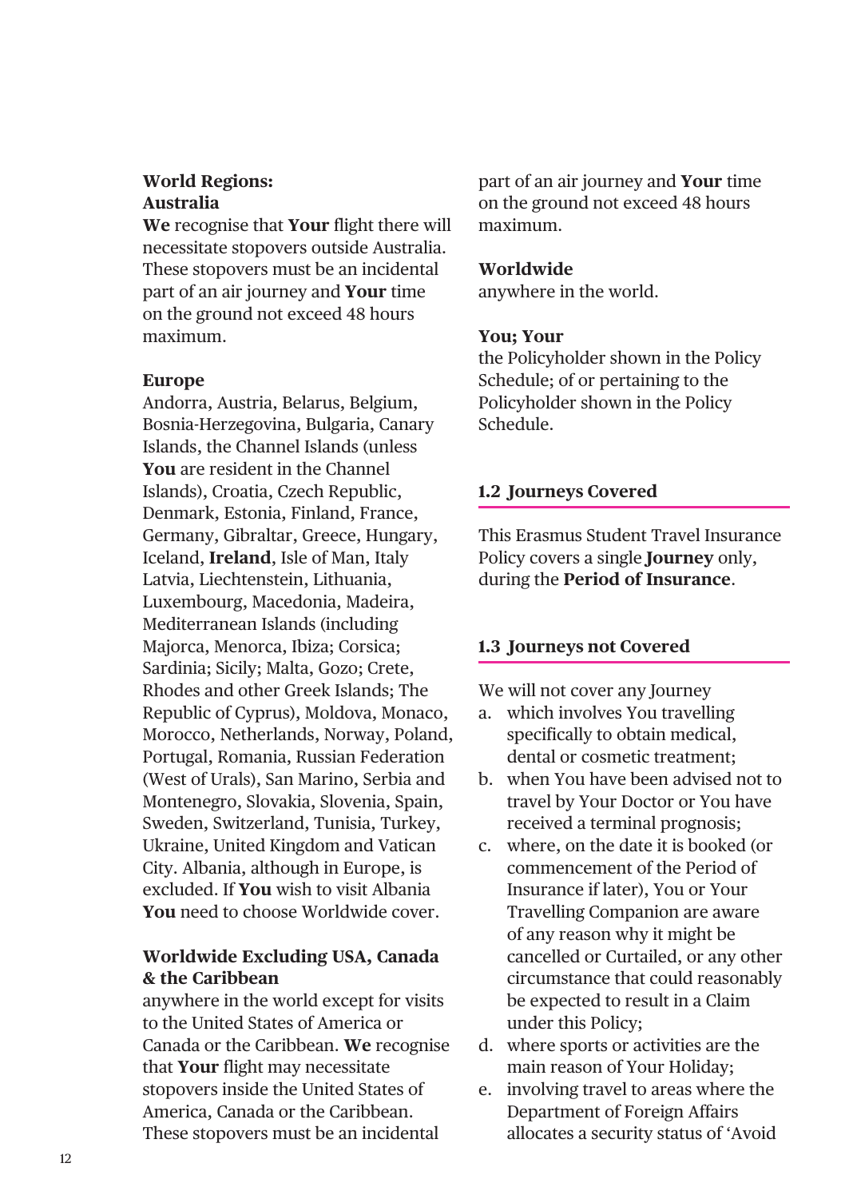**World Regions:**

**Australia**

**We** recognise that **Your** flight there will necessitate stopovers outside Australia. These stopovers must be an incidental part of an air journey and **Your** time on the ground not exceed 48 hours maximum.

**Europe**

Andorra, Austria, Belarus, Belgium, Bosnia-Herzegovina, Bulgaria, Canary Islands, the Channel Islands (unless **You** are resident in the Channel Islands), Croatia, Czech Republic, Denmark, Estonia, Finland, France, Germany, Gibraltar, Greece, Hungary, Iceland, **Ireland**, Isle of Man, Italy Latvia, Liechtenstein, Lithuania, Luxembourg, Macedonia, Madeira, Mediterranean Islands (including Majorca, Menorca, Ibiza; Corsica; Sardinia; Sicily; Malta, Gozo; Crete, Rhodes and other Greek Islands; The Republic of Cyprus), Moldova, Monaco, Morocco, Netherlands, Norway, Poland, Portugal, Romania, Russian Federation (West of Urals), San Marino, Serbia and Montenegro, Slovakia, Slovenia, Spain, Sweden, Switzerland, Tunisia, Turkey, Ukraine, United Kingdom and Vatican City. Albania, although in Europe, is excluded. If **You** wish to visit Albania **You** need to choose Worldwide cover.

**Worldwide Excluding USA, Canada & the Caribbean**

anywhere in the world except for visits to the United States of America or Canada or the Caribbean. **We** recognise that **Your** flight may necessitate stopovers inside the United States of America, Canada or the Caribbean. These stopovers must be an incidental part of an air journey and **Your** time on the ground not exceed 48 hours maximum.

**Worldwide**

anywhere in the world.

**You; Your**

the Policyholder shown in the Policy Schedule; of or pertaining to the Policyholder shown in the Policy Schedule.

## 1.2 Journeys Covered

This Erasmus Student Travel Insurance Policy covers a single **Journey** only, during the **Period of Insurance**.

## 1.3 Journeys not Covered

We will not cover any Journey

a. which involves You travelling specifically to obtain medical, dental or cosmetic treatment;
b. when You have been advised not to travel by Your Doctor or You have received a terminal prognosis;
c. where, on the date it is booked (or commencement of the Period of Insurance if later), You or Your Travelling Companion are aware of any reason why it might be cancelled or Curtailed, or any other circumstance that could reasonably be expected to result in a Claim under this Policy;
d. where sports or activities are the main reason of Your Holiday;
e. involving travel to areas where the Department of Foreign Affairs allocates a security status of ‘Avoid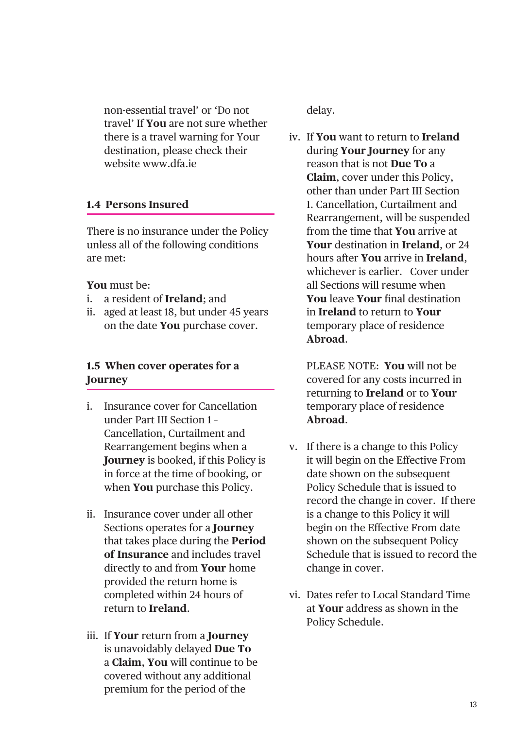non-essential travel' or 'Do not travel' If **You** are not sure whether there is a travel warning for Your destination, please check their website www.dfa.ie

### 1.4 Persons Insured

There is no insurance under the Policy unless all of the following conditions are met:

**You** must be:

i. a resident of **Ireland**; and
ii. aged at least 18, but under 45 years on the date **You** purchase cover.

### 1.5 When cover operates for a Journey

i. Insurance cover for Cancellation under Part III Section 1 - Cancellation, Curtailment and Rearrangement begins when a **Journey** is booked, if this Policy is in force at the time of booking, or when **You** purchase this Policy.

ii. Insurance cover under all other Sections operates for a **Journey** that takes place during the **Period of Insurance** and includes travel directly to and from **Your** home provided the return home is completed within 24 hours of return to **Ireland**.

iii. If **Your** return from a **Journey** is unavoidably delayed **Due To** a **Claim**, **You** will continue to be covered without any additional premium for the period of the delay.

iv. If **You** want to return to **Ireland** during **Your Journey** for any reason that is not **Due To** a **Claim**, cover under this Policy, other than under Part III Section 1. Cancellation, Curtailment and Rearrangement, will be suspended from the time that **You** arrive at **Your** destination in **Ireland**, or 24 hours after **You** arrive in **Ireland**, whichever is earlier. Cover under all Sections will resume when **You** leave **Your** final destination in **Ireland** to return to **Your** temporary place of residence **Abroad**.

   PLEASE NOTE: **You** will not be covered for any costs incurred in returning to **Ireland** or to **Your** temporary place of residence **Abroad**.

v. If there is a change to this Policy it will begin on the Effective From date shown on the subsequent Policy Schedule that is issued to record the change in cover. If there is a change to this Policy it will begin on the Effective From date shown on the subsequent Policy Schedule that is issued to record the change in cover.

vi. Dates refer to Local Standard Time at **Your** address as shown in the Policy Schedule.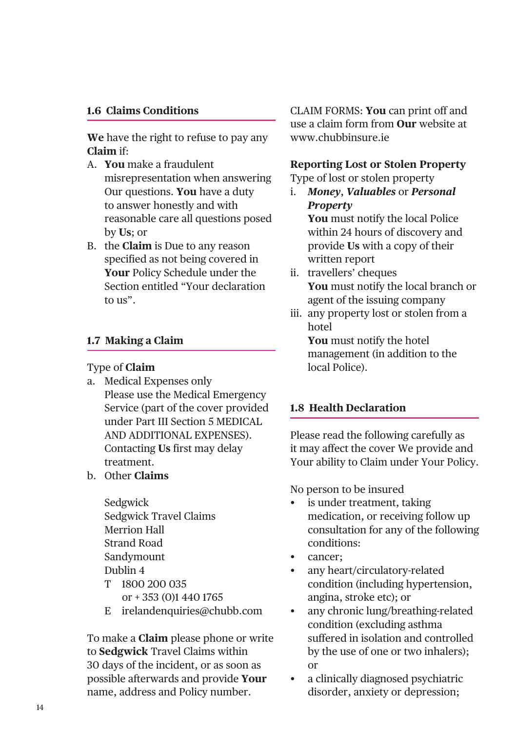## 1.6 Claims Conditions

**We** have the right to refuse to pay any **Claim** if:

A. **You** make a fraudulent misrepresentation when answering Our questions. **You** have a duty to answer honestly and with reasonable care all questions posed by **Us**; or
B. the **Claim** is Due to any reason specified as not being covered in **Your** Policy Schedule under the Section entitled "Your declaration to us".

## 1.7 Making a Claim

Type of **Claim**

a. Medical Expenses only
   Please use the Medical Emergency Service (part of the cover provided under Part III Section 5 MEDICAL AND ADDITIONAL EXPENSES). Contacting **Us** first may delay treatment.
b. Other **Claims**

   Sedgwick
   Sedgwick Travel Claims
   Merrion Hall
   Strand Road
   Sandymount
   Dublin 4
   T 1800 200 035
   or + 353 (0)1 440 1765
   E irelandenquiries@chubb.com

To make a **Claim** please phone or write to **Sedgwick** Travel Claims within 30 days of the incident, or as soon as possible afterwards and provide **Your** name, address and Policy number.

CLAIM FORMS: **You** can print off and use a claim form from **Our** website at www.chubbinsure.ie

**Reporting Lost or Stolen Property**

Type of lost or stolen property

i. ***Money***, ***Valuables*** or ***Personal Property***
   **You** must notify the local Police within 24 hours of discovery and provide **Us** with a copy of their written report
ii. travellers' cheques
   **You** must notify the local branch or agent of the issuing company
iii. any property lost or stolen from a hotel
   **You** must notify the hotel management (in addition to the local Police).

## 1.8 Health Declaration

Please read the following carefully as it may affect the cover We provide and Your ability to Claim under Your Policy.

No person to be insured

- is under treatment, taking medication, or receiving follow up consultation for any of the following conditions:
- cancer;
- any heart/circulatory-related condition (including hypertension, angina, stroke etc); or
- any chronic lung/breathing-related condition (excluding asthma suffered in isolation and controlled by the use of one or two inhalers); or
- a clinically diagnosed psychiatric disorder, anxiety or depression;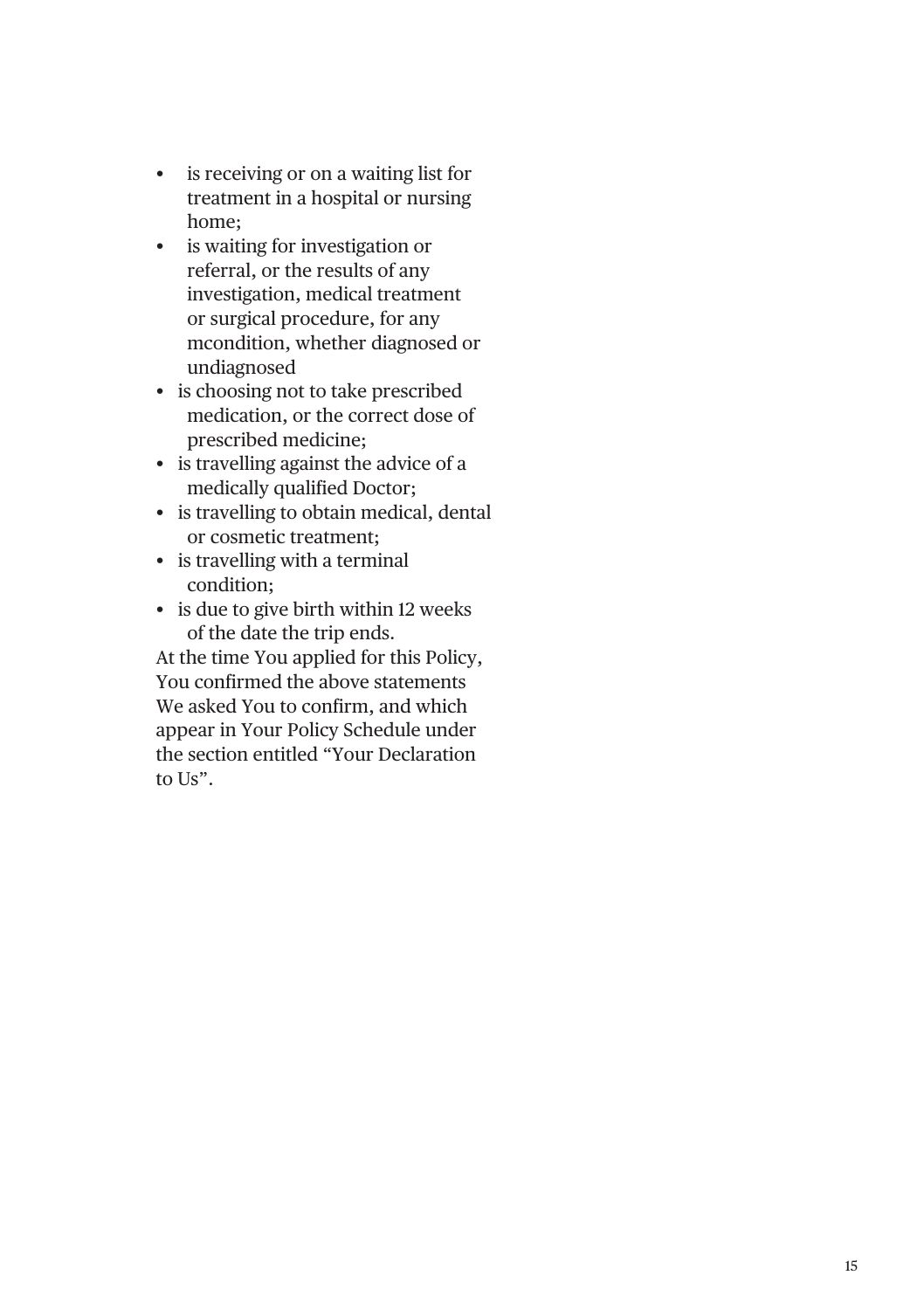- is receiving or on a waiting list for treatment in a hospital or nursing home;
- is waiting for investigation or referral, or the results of any investigation, medical treatment or surgical procedure, for any mcondition, whether diagnosed or undiagnosed
- is choosing not to take prescribed medication, or the correct dose of prescribed medicine;
- is travelling against the advice of a medically qualified Doctor;
- is travelling to obtain medical, dental or cosmetic treatment;
- is travelling with a terminal condition;
- is due to give birth within 12 weeks of the date the trip ends.

At the time You applied for this Policy, You confirmed the above statements We asked You to confirm, and which appear in Your Policy Schedule under the section entitled “Your Declaration to Us”.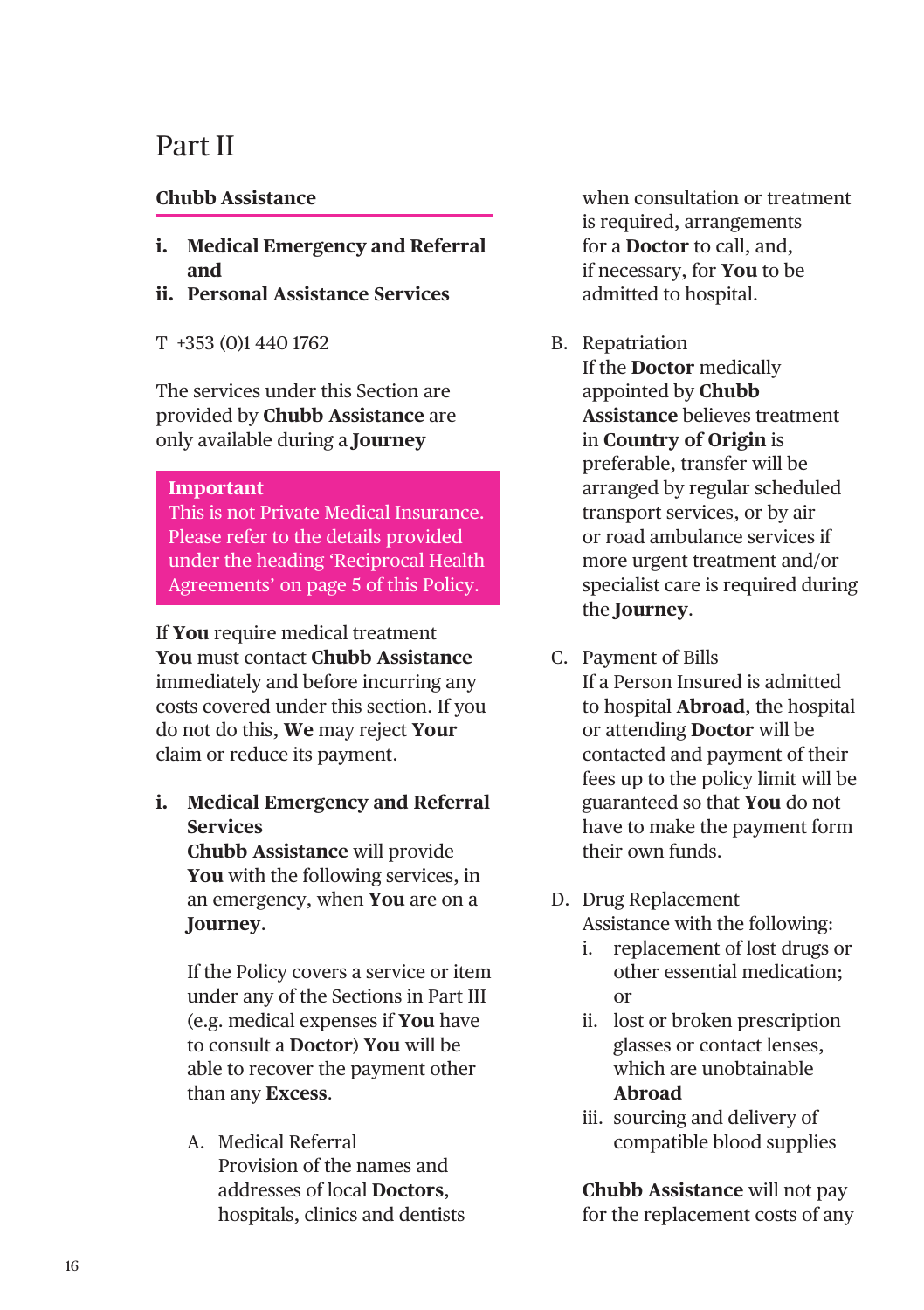# Part II

## Chubb Assistance

**i. Medical Emergency and Referral and**
**ii. Personal Assistance Services**

T +353 (0)1 440 1762

The services under this Section are provided by **Chubb Assistance** are only available during a **Journey**

> **Important**
> This is not Private Medical Insurance. Please refer to the details provided under the heading 'Reciprocal Health Agreements' on page 5 of this Policy.

If **You** require medical treatment **You** must contact **Chubb Assistance** immediately and before incurring any costs covered under this section. If you do not do this, **We** may reject **Your** claim or reduce its payment.

### i. Medical Emergency and Referral Services

**Chubb Assistance** will provide **You** with the following services, in an emergency, when **You** are on a **Journey**.

If the Policy covers a service or item under any of the Sections in Part III (e.g. medical expenses if **You** have to consult a **Doctor**) **You** will be able to recover the payment other than any **Excess**.

A. Medical Referral
Provision of the names and addresses of local **Doctors**, hospitals, clinics and dentists when consultation or treatment is required, arrangements for a **Doctor** to call, and, if necessary, for **You** to be admitted to hospital.

B. Repatriation
If the **Doctor** medically appointed by **Chubb Assistance** believes treatment in **Country of Origin** is preferable, transfer will be arranged by regular scheduled transport services, or by air or road ambulance services if more urgent treatment and/or specialist care is required during the **Journey**.

C. Payment of Bills
If a Person Insured is admitted to hospital **Abroad**, the hospital or attending **Doctor** will be contacted and payment of their fees up to the policy limit will be guaranteed so that **You** do not have to make the payment form their own funds.

D. Drug Replacement
Assistance with the following:
i. replacement of lost drugs or other essential medication; or
ii. lost or broken prescription glasses or contact lenses, which are unobtainable **Abroad**
iii. sourcing and delivery of compatible blood supplies

**Chubb Assistance** will not pay for the replacement costs of any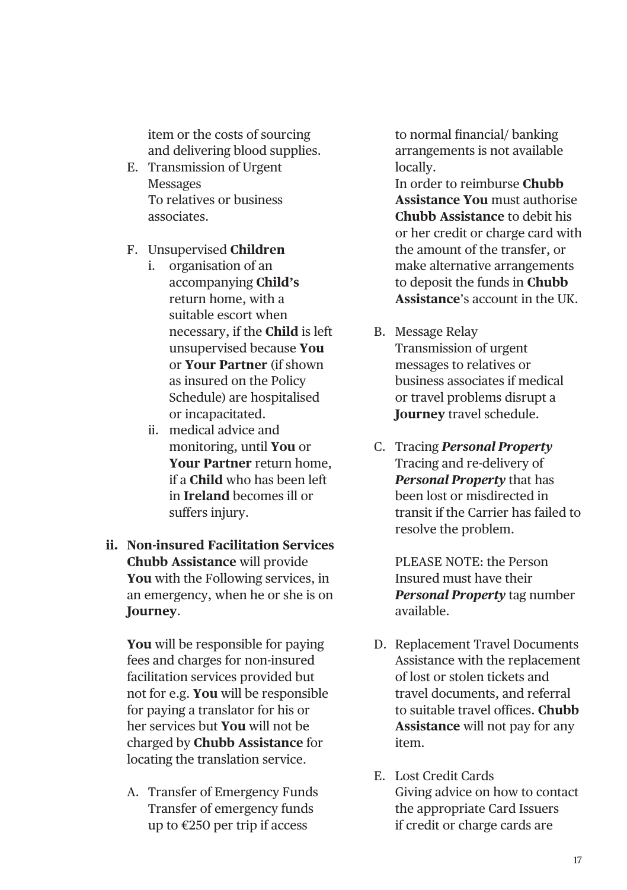item or the costs of sourcing and delivering blood supplies.

E. Transmission of Urgent Messages
To relatives or business associates.

F. Unsupervised **Children**
   i. organisation of an accompanying **Child's** return home, with a suitable escort when necessary, if the **Child** is left unsupervised because **You** or **Your Partner** (if shown as insured on the Policy Schedule) are hospitalised or incapacitated.
   ii. medical advice and monitoring, until **You** or **Your Partner** return home, if a **Child** who has been left in **Ireland** becomes ill or suffers injury.

**ii. Non-insured Facilitation Services**
**Chubb Assistance** will provide **You** with the Following services, in an emergency, when he or she is on **Journey**.

**You** will be responsible for paying fees and charges for non-insured facilitation services provided but not for e.g. **You** will be responsible for paying a translator for his or her services but **You** will not be charged by **Chubb Assistance** for locating the translation service.

A. Transfer of Emergency Funds
Transfer of emergency funds up to €250 per trip if access to normal financial/ banking arrangements is not available locally.
In order to reimburse **Chubb Assistance You** must authorise **Chubb Assistance** to debit his or her credit or charge card with the amount of the transfer, or make alternative arrangements to deposit the funds in **Chubb Assistance**'s account in the UK.

B. Message Relay
Transmission of urgent messages to relatives or business associates if medical or travel problems disrupt a **Journey** travel schedule.

C. Tracing ***Personal Property***
Tracing and re-delivery of ***Personal Property*** that has been lost or misdirected in transit if the Carrier has failed to resolve the problem.

PLEASE NOTE: the Person Insured must have their ***Personal Property*** tag number available.

D. Replacement Travel Documents
Assistance with the replacement of lost or stolen tickets and travel documents, and referral to suitable travel offices. **Chubb Assistance** will not pay for any item.

E. Lost Credit Cards
Giving advice on how to contact the appropriate Card Issuers if credit or charge cards are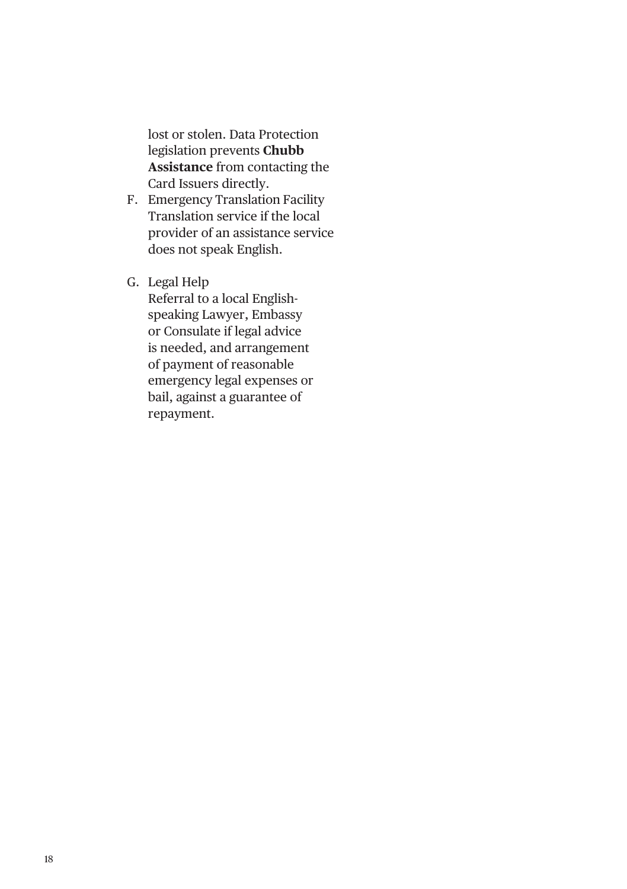lost or stolen. Data Protection legislation prevents **Chubb Assistance** from contacting the Card Issuers directly.

F. Emergency Translation Facility
   Translation service if the local provider of an assistance service does not speak English.

G. Legal Help
   Referral to a local English-speaking Lawyer, Embassy or Consulate if legal advice is needed, and arrangement of payment of reasonable emergency legal expenses or bail, against a guarantee of repayment.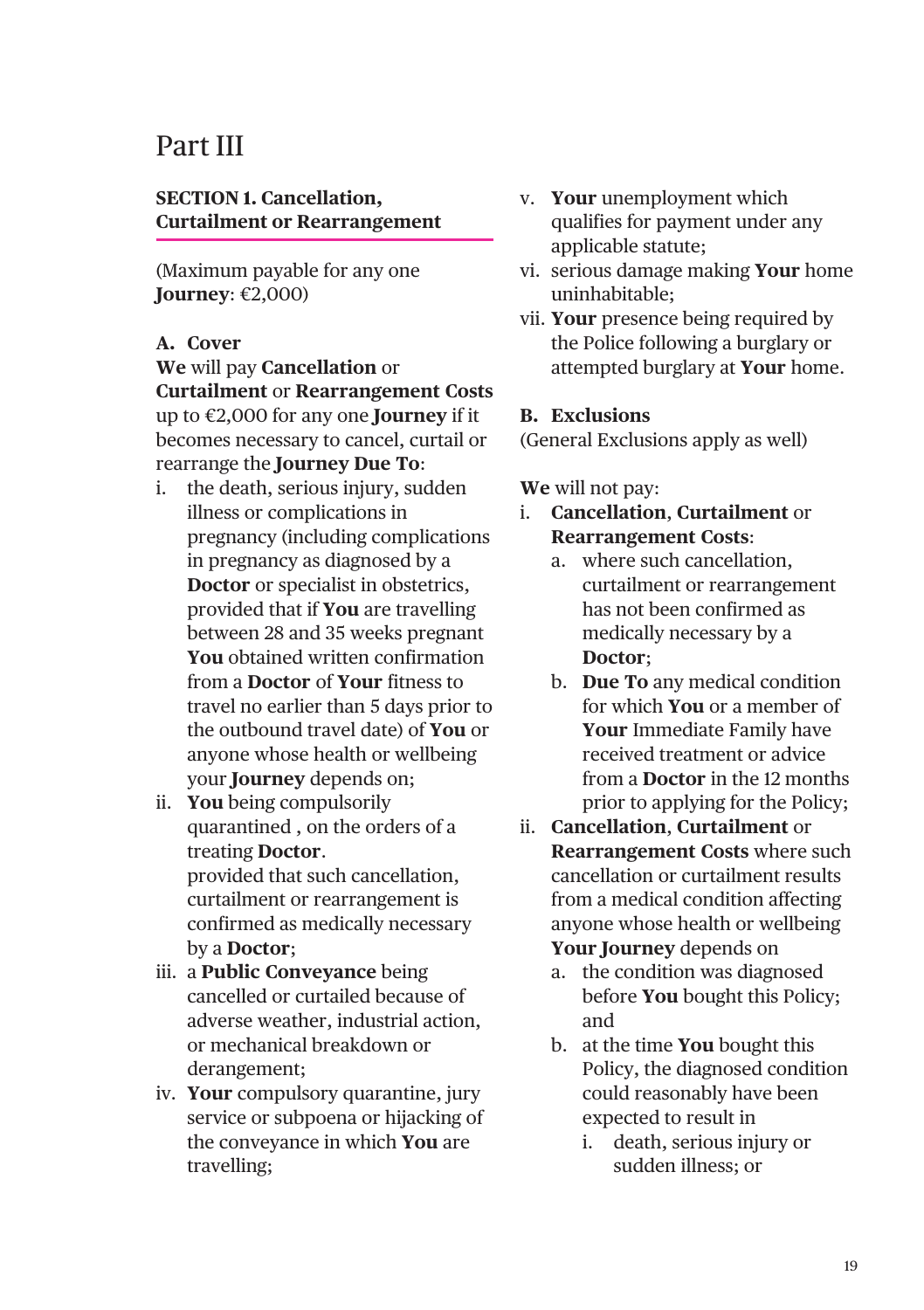# Part III

## SECTION 1. Cancellation, Curtailment or Rearrangement

(Maximum payable for any one **Journey**: €2,000)

### A. Cover

**We** will pay **Cancellation** or **Curtailment** or **Rearrangement Costs** up to €2,000 for any one **Journey** if it becomes necessary to cancel, curtail or rearrange the **Journey Due To**:

i. the death, serious injury, sudden illness or complications in pregnancy (including complications in pregnancy as diagnosed by a **Doctor** or specialist in obstetrics, provided that if **You** are travelling between 28 and 35 weeks pregnant **You** obtained written confirmation from a **Doctor** of **Your** fitness to travel no earlier than 5 days prior to the outbound travel date) of **You** or anyone whose health or wellbeing your **Journey** depends on;
ii. **You** being compulsorily quarantined , on the orders of a treating **Doctor**.
provided that such cancellation, curtailment or rearrangement is confirmed as medically necessary by a **Doctor**;
iii. a **Public Conveyance** being cancelled or curtailed because of adverse weather, industrial action, or mechanical breakdown or derangement;
iv. **Your** compulsory quarantine, jury service or subpoena or hijacking of the conveyance in which **You** are travelling;
v. **Your** unemployment which qualifies for payment under any applicable statute;
vi. serious damage making **Your** home uninhabitable;
vii. **Your** presence being required by the Police following a burglary or attempted burglary at **Your** home.

### B. Exclusions

(General Exclusions apply as well)

**We** will not pay:

i. **Cancellation**, **Curtailment** or **Rearrangement Costs**:
   a. where such cancellation, curtailment or rearrangement has not been confirmed as medically necessary by a **Doctor**;
   b. **Due To** any medical condition for which **You** or a member of **Your** Immediate Family have received treatment or advice from a **Doctor** in the 12 months prior to applying for the Policy;
ii. **Cancellation**, **Curtailment** or **Rearrangement Costs** where such cancellation or curtailment results from a medical condition affecting anyone whose health or wellbeing **Your Journey** depends on
   a. the condition was diagnosed before **You** bought this Policy; and
   b. at the time **You** bought this Policy, the diagnosed condition could reasonably have been expected to result in
      i. death, serious injury or sudden illness; or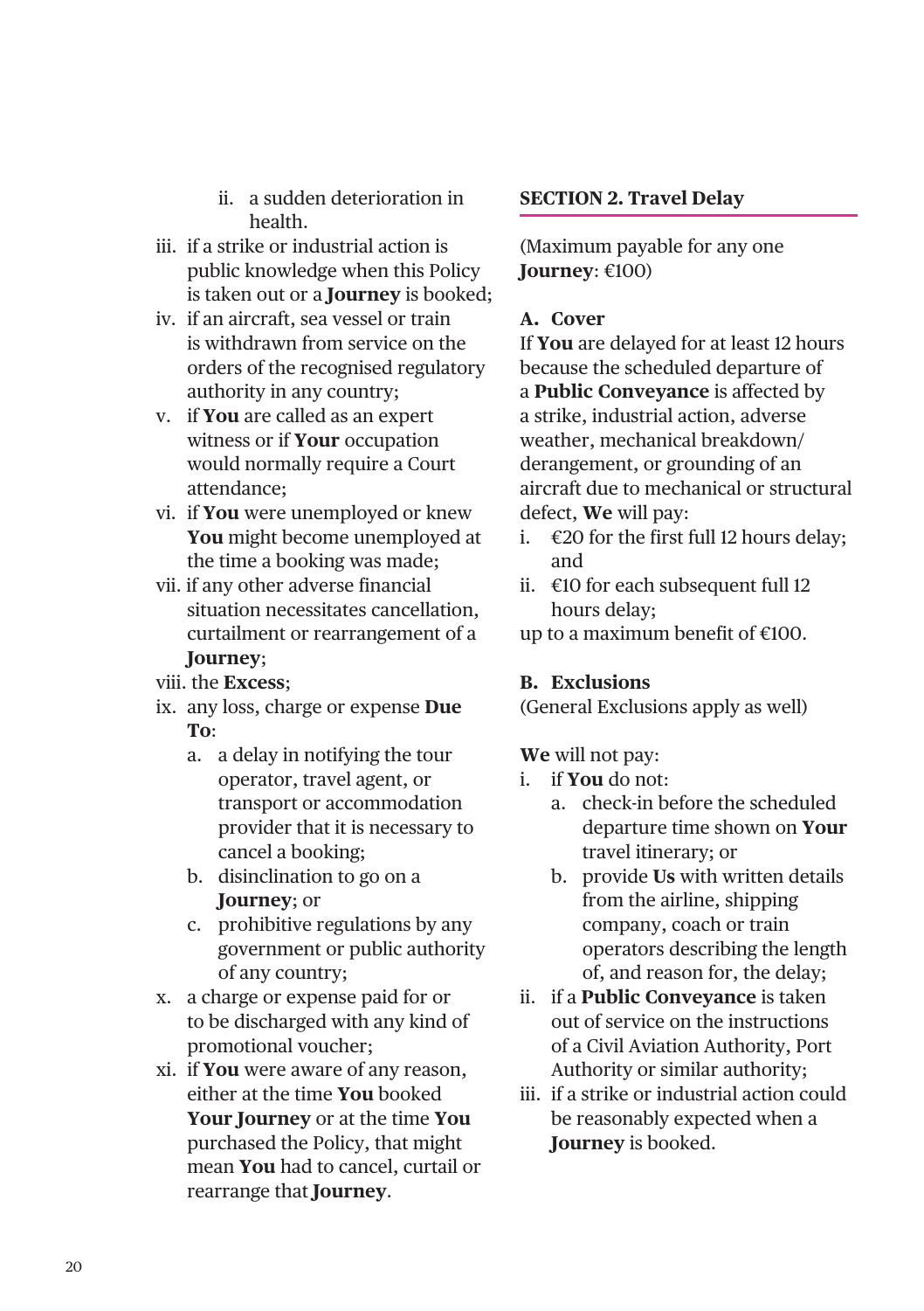ii. a sudden deterioration in health.

iii. if a strike or industrial action is public knowledge when this Policy is taken out or a **Journey** is booked;

iv. if an aircraft, sea vessel or train is withdrawn from service on the orders of the recognised regulatory authority in any country;

v. if **You** are called as an expert witness or if **Your** occupation would normally require a Court attendance;

vi. if **You** were unemployed or knew **You** might become unemployed at the time a booking was made;

vii. if any other adverse financial situation necessitates cancellation, curtailment or rearrangement of a **Journey**;

viii. the **Excess**;

ix. any loss, charge or expense **Due To**:

   a. a delay in notifying the tour operator, travel agent, or transport or accommodation provider that it is necessary to cancel a booking;
   b. disinclination to go on a **Journey**; or
   c. prohibitive regulations by any government or public authority of any country;

x. a charge or expense paid for or to be discharged with any kind of promotional voucher;

xi. if **You** were aware of any reason, either at the time **You** booked **Your Journey** or at the time **You** purchased the Policy, that might mean **You** had to cancel, curtail or rearrange that **Journey**.

## SECTION 2. Travel Delay

(Maximum payable for any one **Journey**: €100)

### A. Cover

If **You** are delayed for at least 12 hours because the scheduled departure of a **Public Conveyance** is affected by a strike, industrial action, adverse weather, mechanical breakdown/derangement, or grounding of an aircraft due to mechanical or structural defect, **We** will pay:

i. €20 for the first full 12 hours delay; and

ii. €10 for each subsequent full 12 hours delay;

up to a maximum benefit of €100.

### B. Exclusions

(General Exclusions apply as well)

**We** will not pay:

i. if **You** do not:

   a. check-in before the scheduled departure time shown on **Your** travel itinerary; or
   b. provide **Us** with written details from the airline, shipping company, coach or train operators describing the length of, and reason for, the delay;

ii. if a **Public Conveyance** is taken out of service on the instructions of a Civil Aviation Authority, Port Authority or similar authority;

iii. if a strike or industrial action could be reasonably expected when a **Journey** is booked.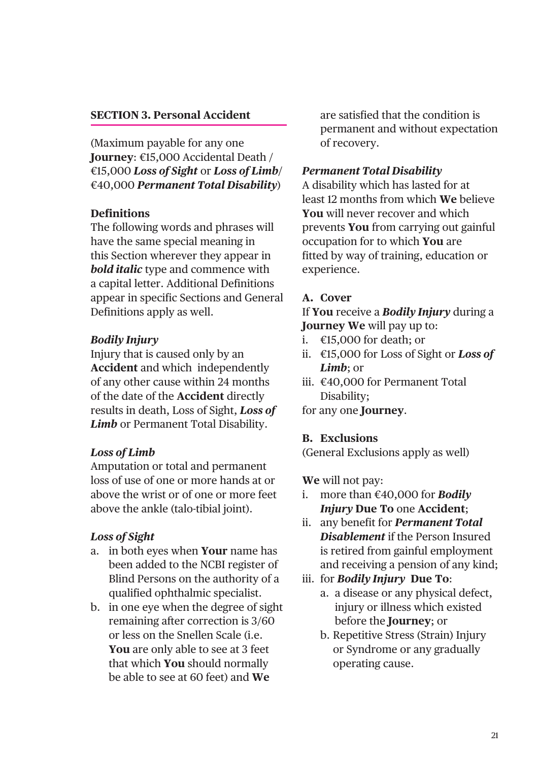## SECTION 3. Personal Accident

(Maximum payable for any one **Journey**: €15,000 Accidental Death / €15,000 ***Loss of Sight*** or ***Loss of Limb***/ €40,000 ***Permanent Total Disability***)

### Definitions

The following words and phrases will have the same special meaning in this Section wherever they appear in ***bold italic*** type and commence with a capital letter. Additional Definitions appear in specific Sections and General Definitions apply as well.

***Bodily Injury***

Injury that is caused only by an **Accident** and which independently of any other cause within 24 months of the date of the **Accident** directly results in death, Loss of Sight, ***Loss of Limb*** or Permanent Total Disability.

***Loss of Limb***

Amputation or total and permanent loss of use of one or more hands at or above the wrist or of one or more feet above the ankle (talo-tibial joint).

***Loss of Sight***

a. in both eyes when **Your** name has been added to the NCBI register of Blind Persons on the authority of a qualified ophthalmic specialist.
b. in one eye when the degree of sight remaining after correction is 3/60 or less on the Snellen Scale (i.e. **You** are only able to see at 3 feet that which **You** should normally be able to see at 60 feet) and **We** are satisfied that the condition is permanent and without expectation of recovery.

***Permanent Total Disability***

A disability which has lasted for at least 12 months from which **We** believe **You** will never recover and which prevents **You** from carrying out gainful occupation for to which **You** are fitted by way of training, education or experience.

### A. Cover

If **You** receive a ***Bodily Injury*** during a **Journey We** will pay up to:

i. €15,000 for death; or
ii. €15,000 for Loss of Sight or ***Loss of Limb***; or
iii. €40,000 for Permanent Total Disability;

for any one **Journey**.

### B. Exclusions

(General Exclusions apply as well)

**We** will not pay:

i. more than €40,000 for ***Bodily Injury*** **Due To** one **Accident**;
ii. any benefit for ***Permanent Total Disablement*** if the Person Insured is retired from gainful employment and receiving a pension of any kind;
iii. for ***Bodily Injury*** **Due To**:
   a. a disease or any physical defect, injury or illness which existed before the **Journey**; or
   b. Repetitive Stress (Strain) Injury or Syndrome or any gradually operating cause.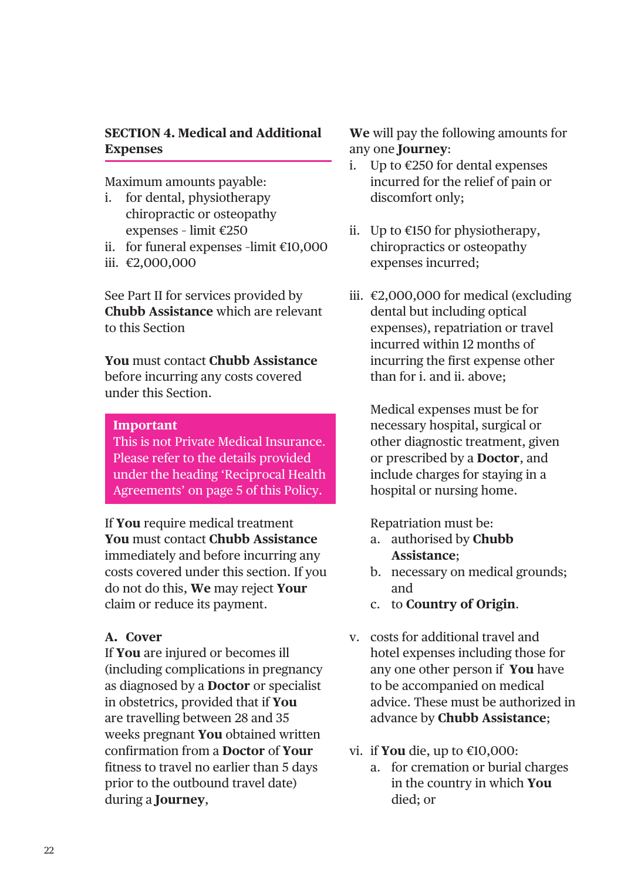## SECTION 4. Medical and Additional Expenses

Maximum amounts payable:

i. for dental, physiotherapy chiropractic or osteopathy expenses - limit €250
ii. for funeral expenses -limit €10,000
iii. €2,000,000

See Part II for services provided by **Chubb Assistance** which are relevant to this Section

**You** must contact **Chubb Assistance** before incurring any costs covered under this Section.

**Important**
This is not Private Medical Insurance. Please refer to the details provided under the heading 'Reciprocal Health Agreements' on page 5 of this Policy.

If **You** require medical treatment **You** must contact **Chubb Assistance** immediately and before incurring any costs covered under this section. If you do not do this, **We** may reject **Your** claim or reduce its payment.

### A. Cover

If **You** are injured or becomes ill (including complications in pregnancy as diagnosed by a **Doctor** or specialist in obstetrics, provided that if **You** are travelling between 28 and 35 weeks pregnant **You** obtained written confirmation from a **Doctor** of **Your** fitness to travel no earlier than 5 days prior to the outbound travel date) during a **Journey**,

**We** will pay the following amounts for any one **Journey**:

i. Up to €250 for dental expenses incurred for the relief of pain or discomfort only;

ii. Up to €150 for physiotherapy, chiropractics or osteopathy expenses incurred;

iii. €2,000,000 for medical (excluding dental but including optical expenses), repatriation or travel incurred within 12 months of incurring the first expense other than for i. and ii. above;

   Medical expenses must be for necessary hospital, surgical or other diagnostic treatment, given or prescribed by a **Doctor**, and include charges for staying in a hospital or nursing home.

   Repatriation must be:
   a. authorised by **Chubb Assistance**;
   b. necessary on medical grounds; and
   c. to **Country of Origin**.

v. costs for additional travel and hotel expenses including those for any one other person if **You** have to be accompanied on medical advice. These must be authorized in advance by **Chubb Assistance**;

vi. if **You** die, up to €10,000:
   a. for cremation or burial charges in the country in which **You** died; or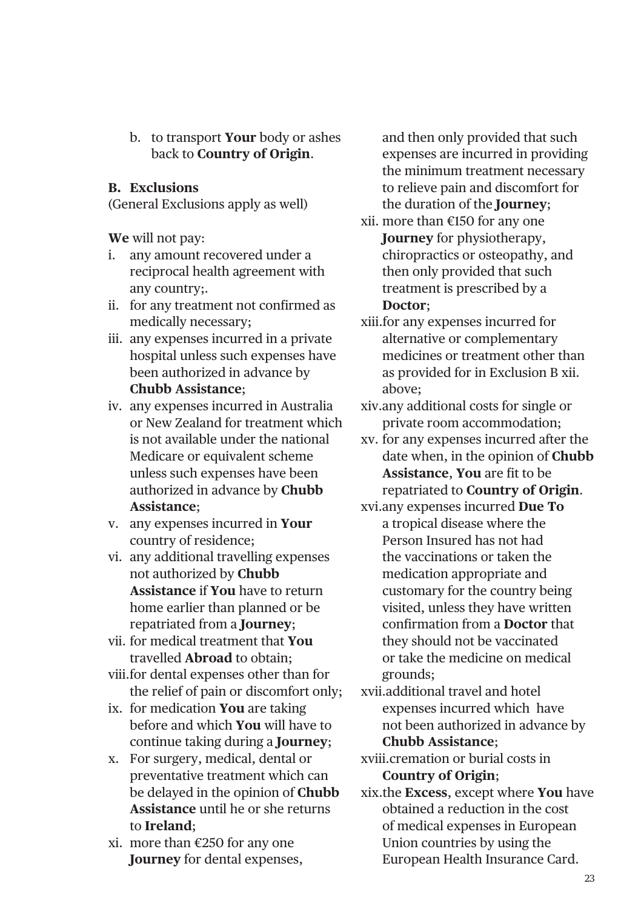b. to transport **Your** body or ashes back to **Country of Origin**.

**B. Exclusions**

(General Exclusions apply as well)

**We** will not pay:

i. any amount recovered under a reciprocal health agreement with any country;.
ii. for any treatment not confirmed as medically necessary;
iii. any expenses incurred in a private hospital unless such expenses have been authorized in advance by **Chubb Assistance**;
iv. any expenses incurred in Australia or New Zealand for treatment which is not available under the national Medicare or equivalent scheme unless such expenses have been authorized in advance by **Chubb Assistance**;
v. any expenses incurred in **Your** country of residence;
vi. any additional travelling expenses not authorized by **Chubb Assistance** if **You** have to return home earlier than planned or be repatriated from a **Journey**;
vii. for medical treatment that **You** travelled **Abroad** to obtain;
viii. for dental expenses other than for the relief of pain or discomfort only;
ix. for medication **You** are taking before and which **You** will have to continue taking during a **Journey**;
x. For surgery, medical, dental or preventative treatment which can be delayed in the opinion of **Chubb Assistance** until he or she returns to **Ireland**;
xi. more than €250 for any one **Journey** for dental expenses, and then only provided that such expenses are incurred in providing the minimum treatment necessary to relieve pain and discomfort for the duration of the **Journey**;
xii. more than €150 for any one **Journey** for physiotherapy, chiropractics or osteopathy, and then only provided that such treatment is prescribed by a **Doctor**;
xiii. for any expenses incurred for alternative or complementary medicines or treatment other than as provided for in Exclusion B xii. above;
xiv. any additional costs for single or private room accommodation;
xv. for any expenses incurred after the date when, in the opinion of **Chubb Assistance**, **You** are fit to be repatriated to **Country of Origin**.
xvi. any expenses incurred **Due To** a tropical disease where the Person Insured has not had the vaccinations or taken the medication appropriate and customary for the country being visited, unless they have written confirmation from a **Doctor** that they should not be vaccinated or take the medicine on medical grounds;
xvii. additional travel and hotel expenses incurred which have not been authorized in advance by **Chubb Assistance**;
xviii. cremation or burial costs in **Country of Origin**;
xix. the **Excess**, except where **You** have obtained a reduction in the cost of medical expenses in European Union countries by using the European Health Insurance Card.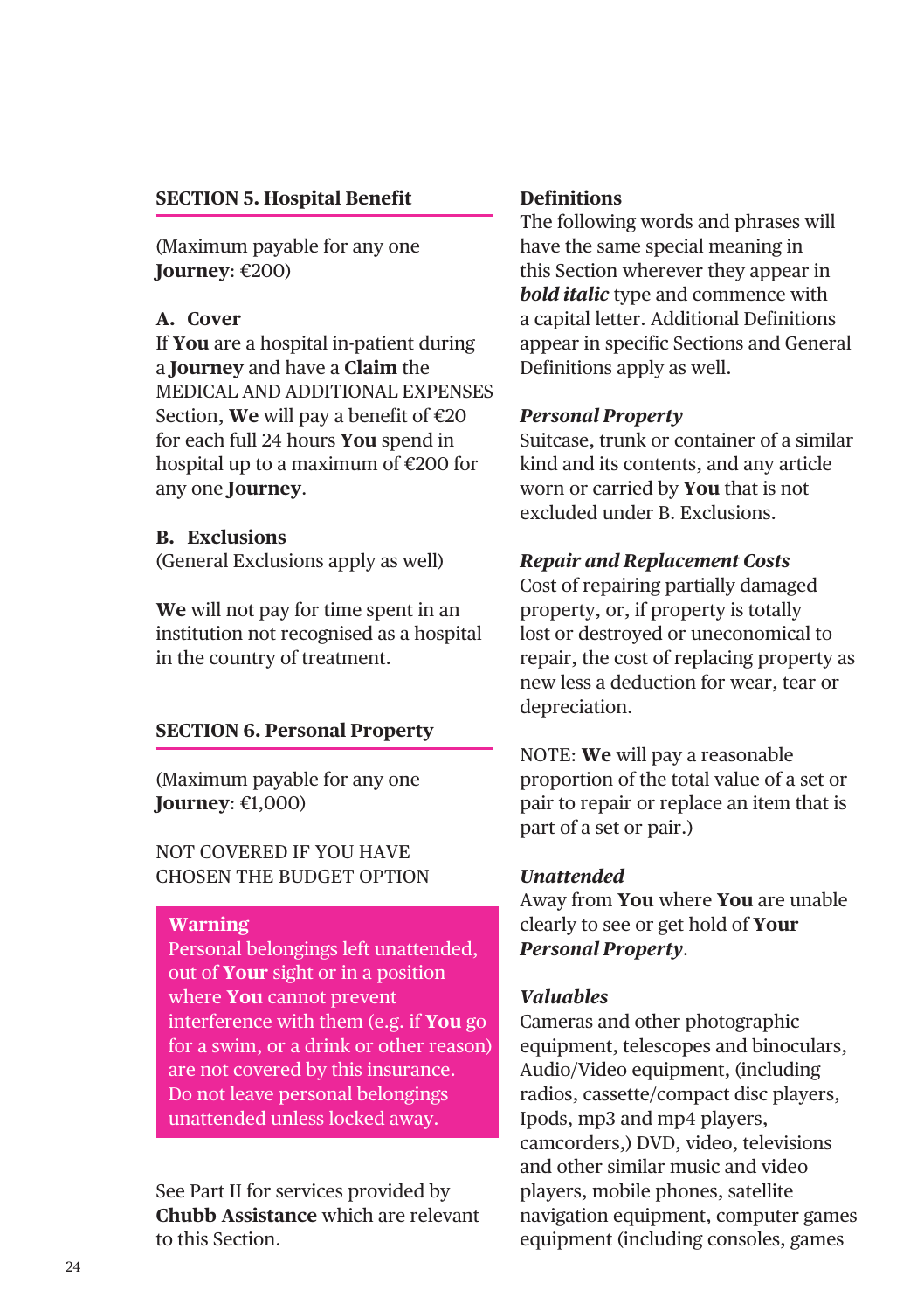## SECTION 5. Hospital Benefit

(Maximum payable for any one **Journey**: €200)

### A. Cover

If **You** are a hospital in-patient during a **Journey** and have a **Claim** the MEDICAL AND ADDITIONAL EXPENSES Section, **We** will pay a benefit of €20 for each full 24 hours **You** spend in hospital up to a maximum of €200 for any one **Journey**.

### B. Exclusions

(General Exclusions apply as well)

**We** will not pay for time spent in an institution not recognised as a hospital in the country of treatment.

## SECTION 6. Personal Property

(Maximum payable for any one **Journey**: €1,000)

NOT COVERED IF YOU HAVE CHOSEN THE BUDGET OPTION

> **Warning**
> Personal belongings left unattended, out of **Your** sight or in a position where **You** cannot prevent interference with them (e.g. if **You** go for a swim, or a drink or other reason) are not covered by this insurance. Do not leave personal belongings unattended unless locked away.

See Part II for services provided by **Chubb Assistance** which are relevant to this Section.

### Definitions

The following words and phrases will have the same special meaning in this Section wherever they appear in ***bold italic*** type and commence with a capital letter. Additional Definitions appear in specific Sections and General Definitions apply as well.

***Personal Property***
Suitcase, trunk or container of a similar kind and its contents, and any article worn or carried by **You** that is not excluded under B. Exclusions.

***Repair and Replacement Costs***
Cost of repairing partially damaged property, or, if property is totally lost or destroyed or uneconomical to repair, the cost of replacing property as new less a deduction for wear, tear or depreciation.

NOTE: **We** will pay a reasonable proportion of the total value of a set or pair to repair or replace an item that is part of a set or pair.)

***Unattended***
Away from **You** where **You** are unable clearly to see or get hold of **Your** ***Personal Property***.

***Valuables***
Cameras and other photographic equipment, telescopes and binoculars, Audio/Video equipment, (including radios, cassette/compact disc players, Ipods, mp3 and mp4 players, camcorders,) DVD, video, televisions and other similar music and video players, mobile phones, satellite navigation equipment, computer games equipment (including consoles, games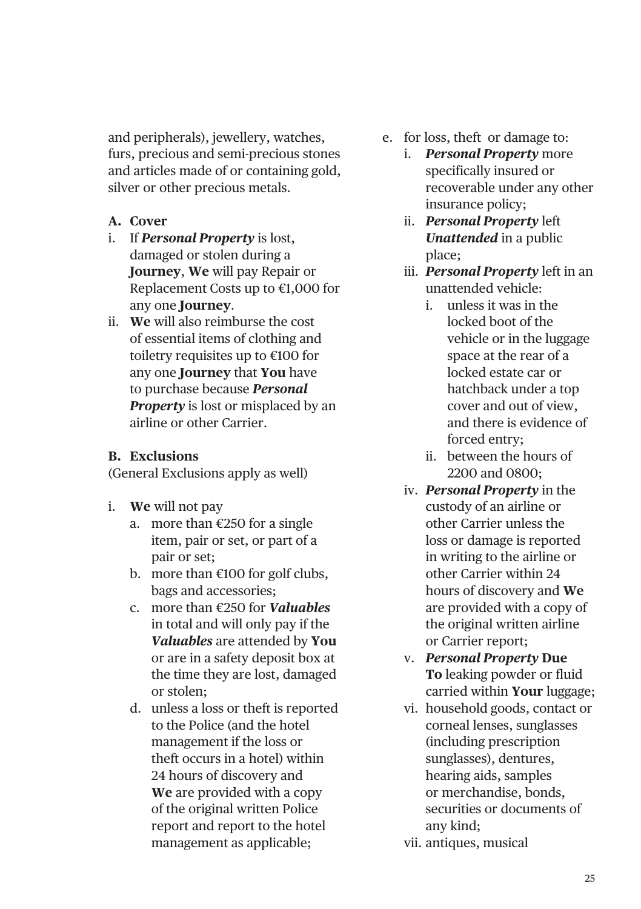and peripherals), jewellery, watches, furs, precious and semi-precious stones and articles made of or containing gold, silver or other precious metals.

**A. Cover**

i. If ***Personal Property*** is lost, damaged or stolen during a **Journey**, **We** will pay Repair or Replacement Costs up to €1,000 for any one **Journey**.

ii. **We** will also reimburse the cost of essential items of clothing and toiletry requisites up to €100 for any one **Journey** that **You** have to purchase because ***Personal Property*** is lost or misplaced by an airline or other Carrier.

**B. Exclusions**

(General Exclusions apply as well)

i. **We** will not pay
   a. more than €250 for a single item, pair or set, or part of a pair or set;
   b. more than €100 for golf clubs, bags and accessories;
   c. more than €250 for ***Valuables*** in total and will only pay if the ***Valuables*** are attended by **You** or are in a safety deposit box at the time they are lost, damaged or stolen;
   d. unless a loss or theft is reported to the Police (and the hotel management if the loss or theft occurs in a hotel) within 24 hours of discovery and **We** are provided with a copy of the original written Police report and report to the hotel management as applicable;
   e. for loss, theft or damage to:
      i. ***Personal Property*** more specifically insured or recoverable under any other insurance policy;
      ii. ***Personal Property*** left ***Unattended*** in a public place;
      iii. ***Personal Property*** left in an unattended vehicle:
         i. unless it was in the locked boot of the vehicle or in the luggage space at the rear of a locked estate car or hatchback under a top cover and out of view, and there is evidence of forced entry;
         ii. between the hours of 2200 and 0800;
      iv. ***Personal Property*** in the custody of an airline or other Carrier unless the loss or damage is reported in writing to the airline or other Carrier within 24 hours of discovery and **We** are provided with a copy of the original written airline or Carrier report;
      v. ***Personal Property*** **Due To** leaking powder or fluid carried within **Your** luggage;
      vi. household goods, contact or corneal lenses, sunglasses (including prescription sunglasses), dentures, hearing aids, samples or merchandise, bonds, securities or documents of any kind;
      vii. antiques, musical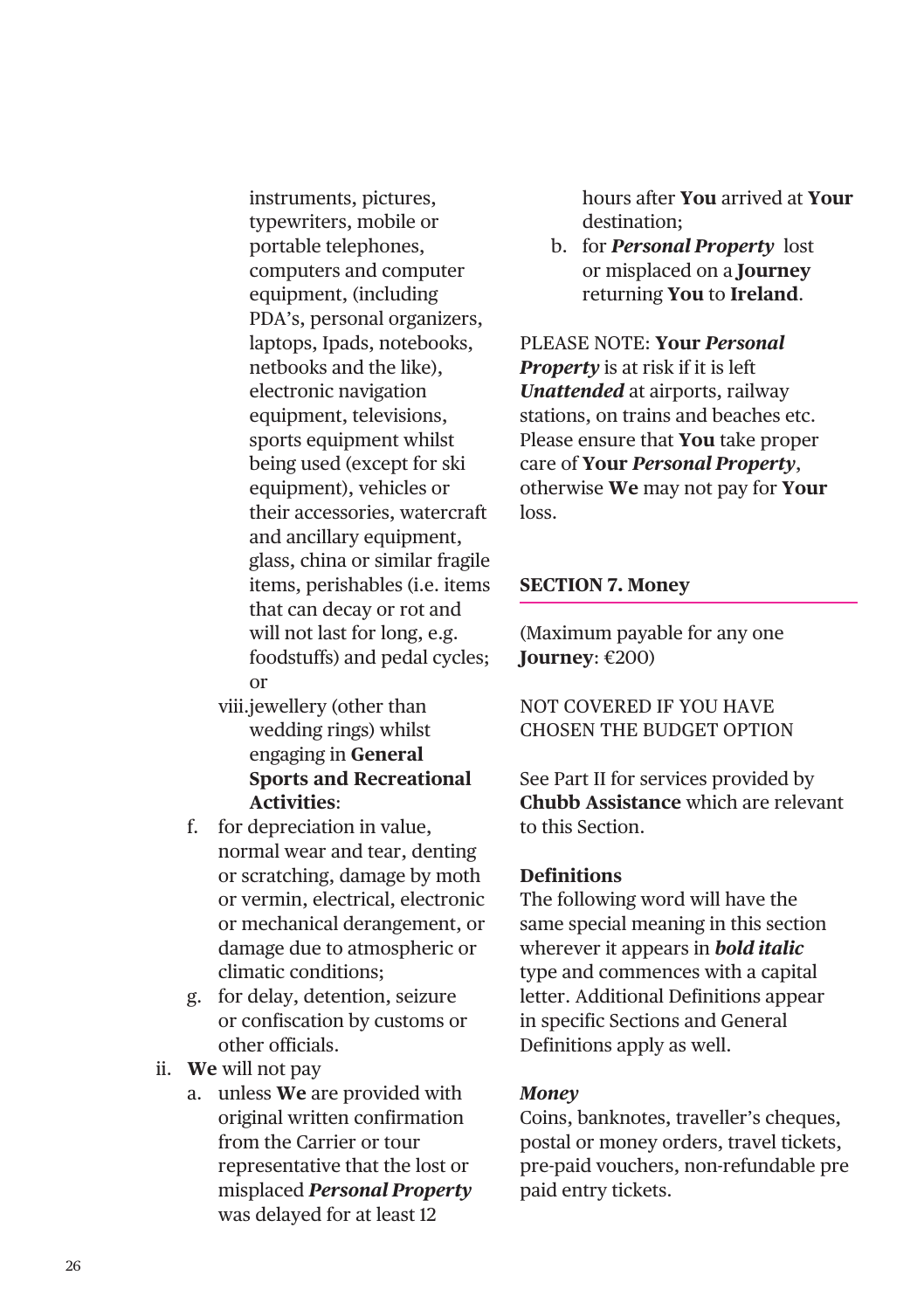instruments, pictures, typewriters, mobile or portable telephones, computers and computer equipment, (including PDA's, personal organizers, laptops, Ipads, notebooks, netbooks and the like), electronic navigation equipment, televisions, sports equipment whilst being used (except for ski equipment), vehicles or their accessories, watercraft and ancillary equipment, glass, china or similar fragile items, perishables (i.e. items that can decay or rot and will not last for long, e.g. foodstuffs) and pedal cycles; or

   viii. jewellery (other than wedding rings) whilst engaging in **General Sports and Recreational Activities**:

   f. for depreciation in value, normal wear and tear, denting or scratching, damage by moth or vermin, electrical, electronic or mechanical derangement, or damage due to atmospheric or climatic conditions;

   g. for delay, detention, seizure or confiscation by customs or other officials.

ii. **We** will not pay

   a. unless **We** are provided with original written confirmation from the Carrier or tour representative that the lost or misplaced ***Personal Property*** was delayed for at least 12 hours after **You** arrived at **Your** destination;

   b. for ***Personal Property*** lost or misplaced on a **Journey** returning **You** to **Ireland**.

PLEASE NOTE: **Your** ***Personal Property*** is at risk if it is left ***Unattended*** at airports, railway stations, on trains and beaches etc. Please ensure that **You** take proper care of **Your** ***Personal Property***, otherwise **We** may not pay for **Your** loss.

## SECTION 7. Money

(Maximum payable for any one **Journey**: €200)

NOT COVERED IF YOU HAVE CHOSEN THE BUDGET OPTION

See Part II for services provided by **Chubb Assistance** which are relevant to this Section.

**Definitions**

The following word will have the same special meaning in this section wherever it appears in ***bold italic*** type and commences with a capital letter. Additional Definitions appear in specific Sections and General Definitions apply as well.

***Money***

Coins, banknotes, traveller's cheques, postal or money orders, travel tickets, pre-paid vouchers, non-refundable pre paid entry tickets.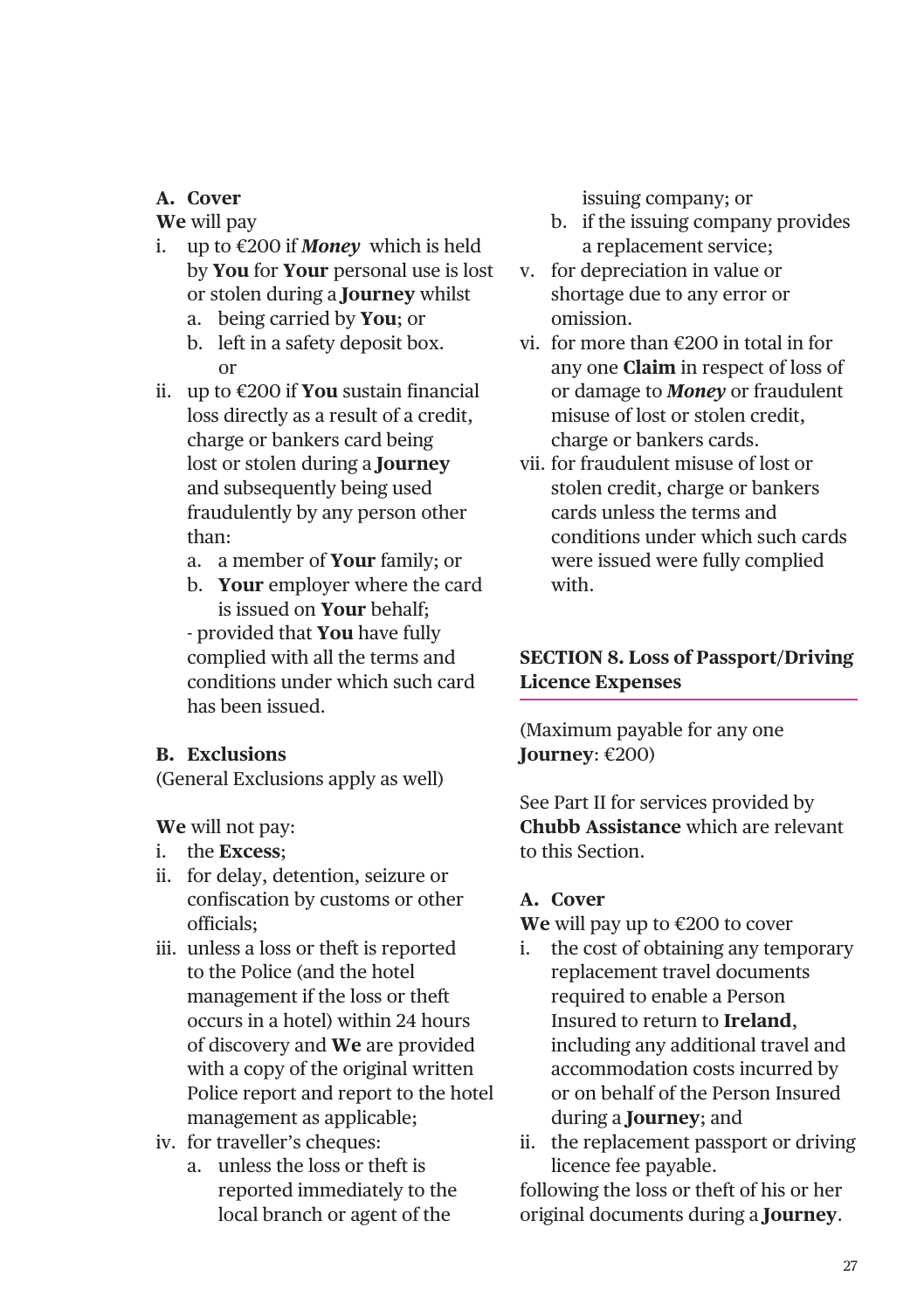### A. Cover

**We** will pay

i. up to €200 if ***Money*** which is held by **You** for **Your** personal use is lost or stolen during a **Journey** whilst
   a. being carried by **You**; or
   b. left in a safety deposit box.

   or

ii. up to €200 if **You** sustain financial loss directly as a result of a credit, charge or bankers card being lost or stolen during a **Journey** and subsequently being used fraudulently by any person other than:
   a. a member of **Your** family; or
   b. **Your** employer where the card is issued on **Your** behalf;

   - provided that **You** have fully complied with all the terms and conditions under which such card has been issued.

### B. Exclusions

(General Exclusions apply as well)

**We** will not pay:

i. the **Excess**;
ii. for delay, detention, seizure or confiscation by customs or other officials;
iii. unless a loss or theft is reported to the Police (and the hotel management if the loss or theft occurs in a hotel) within 24 hours of discovery and **We** are provided with a copy of the original written Police report and report to the hotel management as applicable;
iv. for traveller's cheques:
   a. unless the loss or theft is reported immediately to the local branch or agent of the issuing company; or
   b. if the issuing company provides a replacement service;
v. for depreciation in value or shortage due to any error or omission.
vi. for more than €200 in total in for any one **Claim** in respect of loss of or damage to ***Money*** or fraudulent misuse of lost or stolen credit, charge or bankers cards.
vii. for fraudulent misuse of lost or stolen credit, charge or bankers cards unless the terms and conditions under which such cards were issued were fully complied with.

## SECTION 8. Loss of Passport/Driving Licence Expenses

(Maximum payable for any one **Journey**: €200)

See Part II for services provided by **Chubb Assistance** which are relevant to this Section.

### A. Cover

**We** will pay up to €200 to cover

i. the cost of obtaining any temporary replacement travel documents required to enable a Person Insured to return to **Ireland**, including any additional travel and accommodation costs incurred by or on behalf of the Person Insured during a **Journey**; and
ii. the replacement passport or driving licence fee payable.

following the loss or theft of his or her original documents during a **Journey**.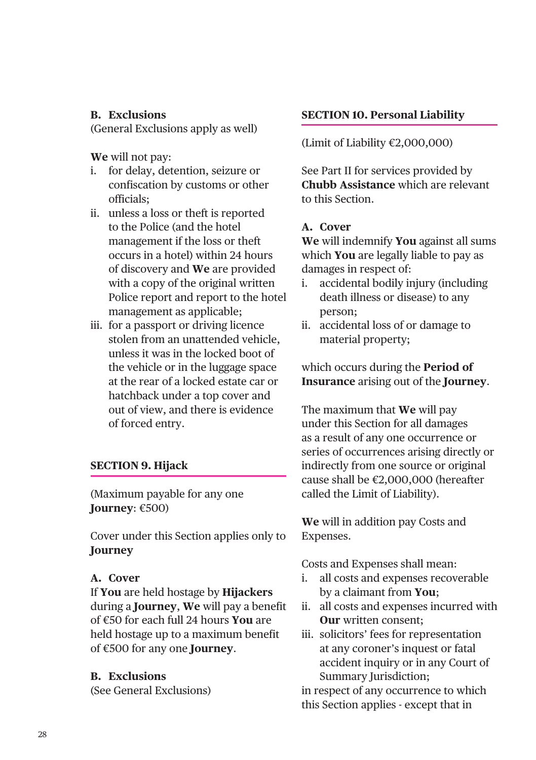**B. Exclusions**
(General Exclusions apply as well)

**We** will not pay:

i. for delay, detention, seizure or confiscation by customs or other officials;
ii. unless a loss or theft is reported to the Police (and the hotel management if the loss or theft occurs in a hotel) within 24 hours of discovery and **We** are provided with a copy of the original written Police report and report to the hotel management as applicable;
iii. for a passport or driving licence stolen from an unattended vehicle, unless it was in the locked boot of the vehicle or in the luggage space at the rear of a locked estate car or hatchback under a top cover and out of view, and there is evidence of forced entry.

## SECTION 9. Hijack

(Maximum payable for any one **Journey**: €500)

Cover under this Section applies only to **Journey**

**A. Cover**
If **You** are held hostage by **Hijackers** during a **Journey**, **We** will pay a benefit of €50 for each full 24 hours **You** are held hostage up to a maximum benefit of €500 for any one **Journey**.

**B. Exclusions**
(See General Exclusions)

## SECTION 10. Personal Liability

(Limit of Liability €2,000,000)

See Part II for services provided by **Chubb Assistance** which are relevant to this Section.

**A. Cover**
**We** will indemnify **You** against all sums which **You** are legally liable to pay as damages in respect of:

i. accidental bodily injury (including death illness or disease) to any person;
ii. accidental loss of or damage to material property;

which occurs during the **Period of Insurance** arising out of the **Journey**.

The maximum that **We** will pay under this Section for all damages as a result of any one occurrence or series of occurrences arising directly or indirectly from one source or original cause shall be €2,000,000 (hereafter called the Limit of Liability).

**We** will in addition pay Costs and Expenses.

Costs and Expenses shall mean:

i. all costs and expenses recoverable by a claimant from **You**;
ii. all costs and expenses incurred with **Our** written consent;
iii. solicitors' fees for representation at any coroner's inquest or fatal accident inquiry or in any Court of Summary Jurisdiction;

in respect of any occurrence to which this Section applies - except that in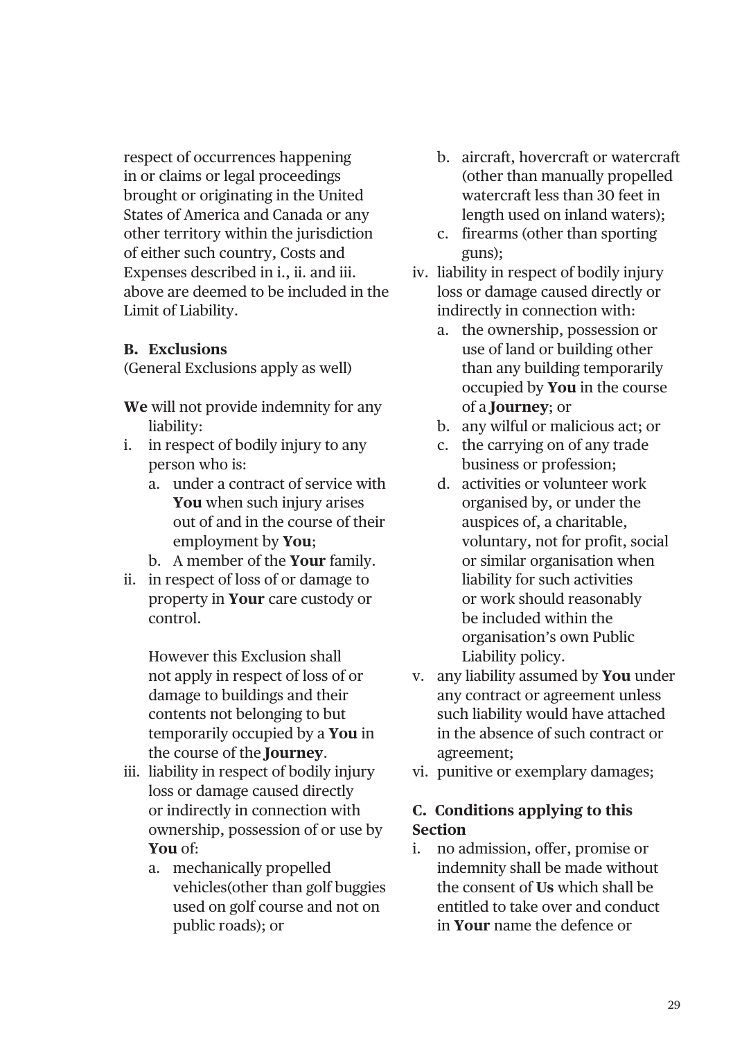respect of occurrences happening in or claims or legal proceedings brought or originating in the United States of America and Canada or any other territory within the jurisdiction of either such country, Costs and Expenses described in i., ii. and iii. above are deemed to be included in the Limit of Liability.

**B. Exclusions**

(General Exclusions apply as well)

**We** will not provide indemnity for any liability:

i. in respect of bodily injury to any person who is:
   a. under a contract of service with **You** when such injury arises out of and in the course of their employment by **You**;
   b. A member of the **Your** family.
ii. in respect of loss of or damage to property in **Your** care custody or control.

   However this Exclusion shall not apply in respect of loss of or damage to buildings and their contents not belonging to but temporarily occupied by a **You** in the course of the **Journey**.
iii. liability in respect of bodily injury loss or damage caused directly or indirectly in connection with ownership, possession of or use by **You** of:
   a. mechanically propelled vehicles(other than golf buggies used on golf course and not on public roads); or
   b. aircraft, hovercraft or watercraft (other than manually propelled watercraft less than 30 feet in length used on inland waters);
   c. firearms (other than sporting guns);
iv. liability in respect of bodily injury loss or damage caused directly or indirectly in connection with:
   a. the ownership, possession or use of land or building other than any building temporarily occupied by **You** in the course of a **Journey**; or
   b. any wilful or malicious act; or
   c. the carrying on of any trade business or profession;
   d. activities or volunteer work organised by, or under the auspices of, a charitable, voluntary, not for profit, social or similar organisation when liability for such activities or work should reasonably be included within the organisation's own Public Liability policy.
v. any liability assumed by **You** under any contract or agreement unless such liability would have attached in the absence of such contract or agreement;
vi. punitive or exemplary damages;

**C. Conditions applying to this Section**

i. no admission, offer, promise or indemnity shall be made without the consent of **Us** which shall be entitled to take over and conduct in **Your** name the defence or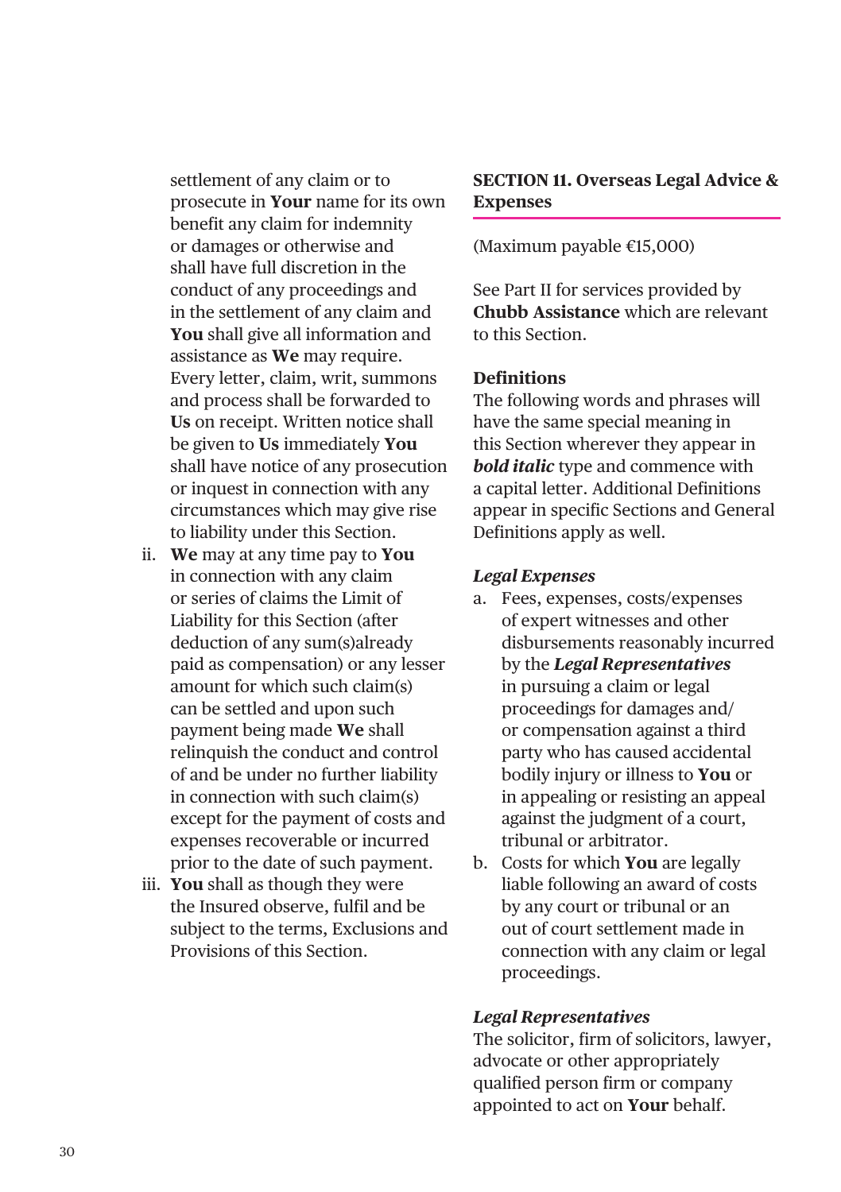settlement of any claim or to prosecute in **Your** name for its own benefit any claim for indemnity or damages or otherwise and shall have full discretion in the conduct of any proceedings and in the settlement of any claim and **You** shall give all information and assistance as **We** may require. Every letter, claim, writ, summons and process shall be forwarded to **Us** on receipt. Written notice shall be given to **Us** immediately **You** shall have notice of any prosecution or inquest in connection with any circumstances which may give rise to liability under this Section.

ii. **We** may at any time pay to **You** in connection with any claim or series of claims the Limit of Liability for this Section (after deduction of any sum(s)already paid as compensation) or any lesser amount for which such claim(s) can be settled and upon such payment being made **We** shall relinquish the conduct and control of and be under no further liability in connection with such claim(s) except for the payment of costs and expenses recoverable or incurred prior to the date of such payment.

iii. **You** shall as though they were the Insured observe, fulfil and be subject to the terms, Exclusions and Provisions of this Section.

## SECTION 11. Overseas Legal Advice & Expenses

(Maximum payable €15,000)

See Part II for services provided by **Chubb Assistance** which are relevant to this Section.

### Definitions

The following words and phrases will have the same special meaning in this Section wherever they appear in ***bold italic*** type and commence with a capital letter. Additional Definitions appear in specific Sections and General Definitions apply as well.

***Legal Expenses***

a. Fees, expenses, costs/expenses of expert witnesses and other disbursements reasonably incurred by the ***Legal Representatives*** in pursuing a claim or legal proceedings for damages and/ or compensation against a third party who has caused accidental bodily injury or illness to **You** or in appealing or resisting an appeal against the judgment of a court, tribunal or arbitrator.
b. Costs for which **You** are legally liable following an award of costs by any court or tribunal or an out of court settlement made in connection with any claim or legal proceedings.

***Legal Representatives***

The solicitor, firm of solicitors, lawyer, advocate or other appropriately qualified person firm or company appointed to act on **Your** behalf.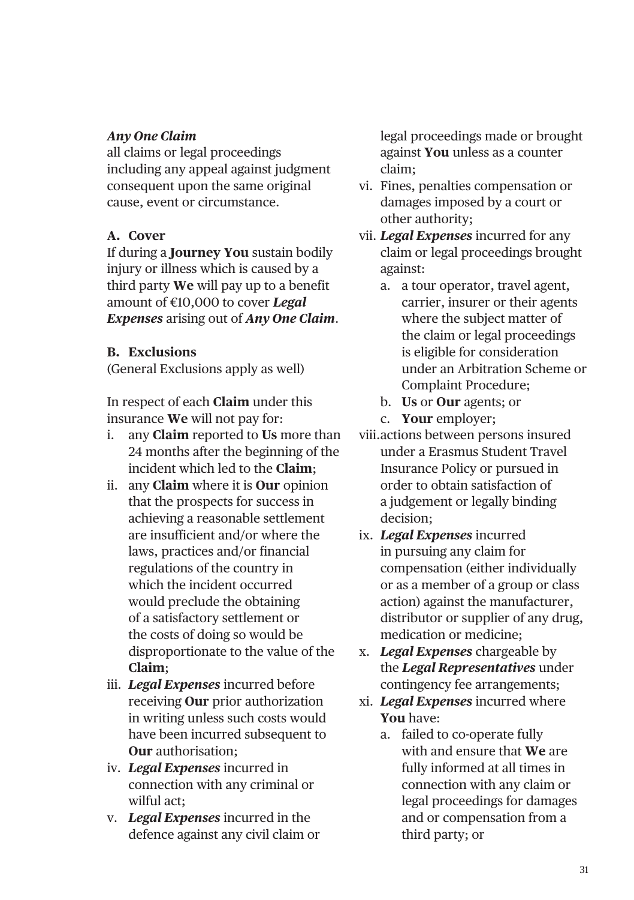***Any One Claim***
all claims or legal proceedings including any appeal against judgment consequent upon the same original cause, event or circumstance.

**A. Cover**

If during a **Journey You** sustain bodily injury or illness which is caused by a third party **We** will pay up to a benefit amount of €10,000 to cover ***Legal Expenses*** arising out of ***Any One Claim***.

**B. Exclusions**

(General Exclusions apply as well)

In respect of each **Claim** under this insurance **We** will not pay for:

i. any **Claim** reported to **Us** more than 24 months after the beginning of the incident which led to the **Claim**;
ii. any **Claim** where it is **Our** opinion that the prospects for success in achieving a reasonable settlement are insufficient and/or where the laws, practices and/or financial regulations of the country in which the incident occurred would preclude the obtaining of a satisfactory settlement or the costs of doing so would be disproportionate to the value of the **Claim**;
iii. ***Legal Expenses*** incurred before receiving **Our** prior authorization in writing unless such costs would have been incurred subsequent to **Our** authorisation;
iv. ***Legal Expenses*** incurred in connection with any criminal or wilful act;
v. ***Legal Expenses*** incurred in the defence against any civil claim or legal proceedings made or brought against **You** unless as a counter claim;
vi. Fines, penalties compensation or damages imposed by a court or other authority;
vii. ***Legal Expenses*** incurred for any claim or legal proceedings brought against:
    a. a tour operator, travel agent, carrier, insurer or their agents where the subject matter of the claim or legal proceedings is eligible for consideration under an Arbitration Scheme or Complaint Procedure;
    b. **Us** or **Our** agents; or
    c. **Your** employer;
viii. actions between persons insured under a Erasmus Student Travel Insurance Policy or pursued in order to obtain satisfaction of a judgement or legally binding decision;
ix. ***Legal Expenses*** incurred in pursuing any claim for compensation (either individually or as a member of a group or class action) against the manufacturer, distributor or supplier of any drug, medication or medicine;
x. ***Legal Expenses*** chargeable by the ***Legal Representatives*** under contingency fee arrangements;
xi. ***Legal Expenses*** incurred where **You** have:
    a. failed to co-operate fully with and ensure that **We** are fully informed at all times in connection with any claim or legal proceedings for damages and or compensation from a third party; or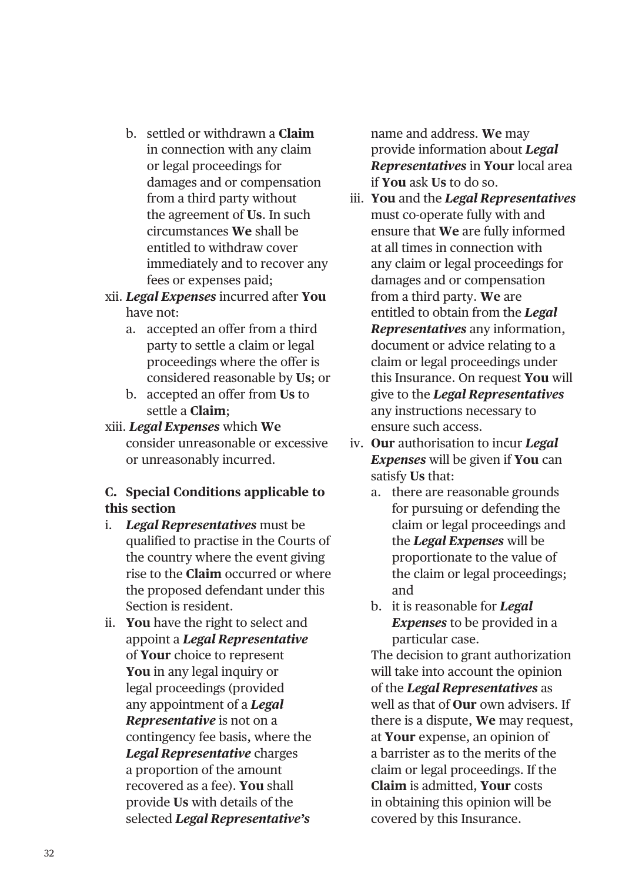b. settled or withdrawn a **Claim** in connection with any claim or legal proceedings for damages and or compensation from a third party without the agreement of **Us**. In such circumstances **We** shall be entitled to withdraw cover immediately and to recover any fees or expenses paid;

xii. ***Legal Expenses*** incurred after **You** have not:
   a. accepted an offer from a third party to settle a claim or legal proceedings where the offer is considered reasonable by **Us**; or
   b. accepted an offer from **Us** to settle a **Claim**;

xiii. ***Legal Expenses*** which **We** consider unreasonable or excessive or unreasonably incurred.

**C. Special Conditions applicable to this section**

i. ***Legal Representatives*** must be qualified to practise in the Courts of the country where the event giving rise to the **Claim** occurred or where the proposed defendant under this Section is resident.

ii. **You** have the right to select and appoint a ***Legal Representative*** of **Your** choice to represent **You** in any legal inquiry or legal proceedings (provided any appointment of a ***Legal Representative*** is not on a contingency fee basis, where the ***Legal Representative*** charges a proportion of the amount recovered as a fee). **You** shall provide **Us** with details of the selected ***Legal Representative's*** name and address. **We** may provide information about ***Legal Representatives*** in **Your** local area if **You** ask **Us** to do so.

iii. **You** and the ***Legal Representatives*** must co-operate fully with and ensure that **We** are fully informed at all times in connection with any claim or legal proceedings for damages and or compensation from a third party. **We** are entitled to obtain from the ***Legal Representatives*** any information, document or advice relating to a claim or legal proceedings under this Insurance. On request **You** will give to the ***Legal Representatives*** any instructions necessary to ensure such access.

iv. **Our** authorisation to incur ***Legal Expenses*** will be given if **You** can satisfy **Us** that:
   a. there are reasonable grounds for pursuing or defending the claim or legal proceedings and the ***Legal Expenses*** will be proportionate to the value of the claim or legal proceedings; and
   b. it is reasonable for ***Legal Expenses*** to be provided in a particular case.

   The decision to grant authorization will take into account the opinion of the ***Legal Representatives*** as well as that of **Our** own advisers. If there is a dispute, **We** may request, at **Your** expense, an opinion of a barrister as to the merits of the claim or legal proceedings. If the **Claim** is admitted, **Your** costs in obtaining this opinion will be covered by this Insurance.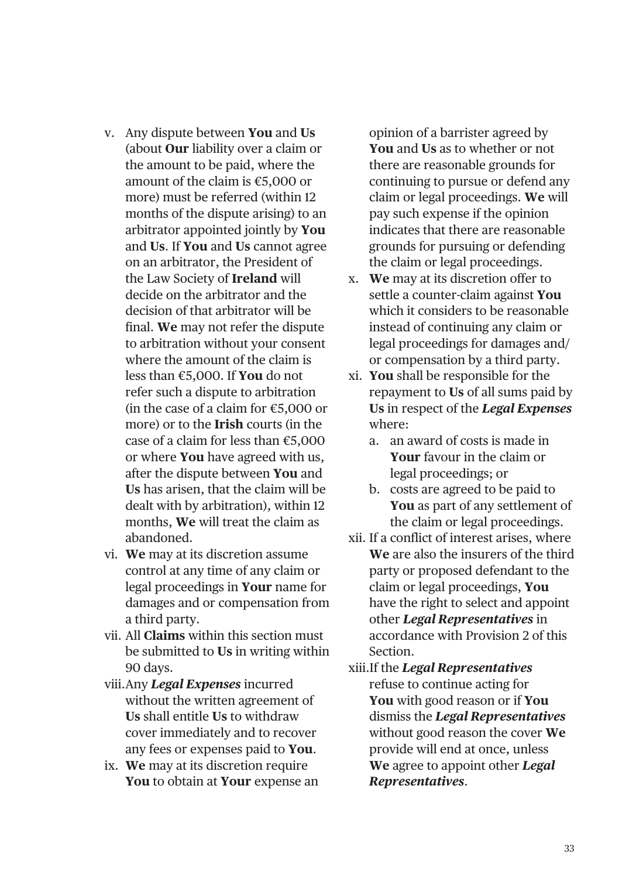v. Any dispute between **You** and **Us** (about **Our** liability over a claim or the amount to be paid, where the amount of the claim is €5,000 or more) must be referred (within 12 months of the dispute arising) to an arbitrator appointed jointly by **You** and **Us**. If **You** and **Us** cannot agree on an arbitrator, the President of the Law Society of **Ireland** will decide on the arbitrator and the decision of that arbitrator will be final. **We** may not refer the dispute to arbitration without your consent where the amount of the claim is less than €5,000. If **You** do not refer such a dispute to arbitration (in the case of a claim for €5,000 or more) or to the **Irish** courts (in the case of a claim for less than €5,000 or where **You** have agreed with us, after the dispute between **You** and **Us** has arisen, that the claim will be dealt with by arbitration), within 12 months, **We** will treat the claim as abandoned.

vi. **We** may at its discretion assume control at any time of any claim or legal proceedings in **Your** name for damages and or compensation from a third party.

vii. All **Claims** within this section must be submitted to **Us** in writing within 90 days.

viii. Any ***Legal Expenses*** incurred without the written agreement of **Us** shall entitle **Us** to withdraw cover immediately and to recover any fees or expenses paid to **You**.

ix. **We** may at its discretion require **You** to obtain at **Your** expense an opinion of a barrister agreed by **You** and **Us** as to whether or not there are reasonable grounds for continuing to pursue or defend any claim or legal proceedings. **We** will pay such expense if the opinion indicates that there are reasonable grounds for pursuing or defending the claim or legal proceedings.

x. **We** may at its discretion offer to settle a counter-claim against **You** which it considers to be reasonable instead of continuing any claim or legal proceedings for damages and/or compensation by a third party.

xi. **You** shall be responsible for the repayment to **Us** of all sums paid by **Us** in respect of the ***Legal Expenses*** where:

   a. an award of costs is made in **Your** favour in the claim or legal proceedings; or
   b. costs are agreed to be paid to **You** as part of any settlement of the claim or legal proceedings.

xii. If a conflict of interest arises, where **We** are also the insurers of the third party or proposed defendant to the claim or legal proceedings, **You** have the right to select and appoint other ***Legal Representatives*** in accordance with Provision 2 of this Section.

xiii. If the ***Legal Representatives*** refuse to continue acting for **You** with good reason or if **You** dismiss the ***Legal Representatives*** without good reason the cover **We** provide will end at once, unless **We** agree to appoint other ***Legal Representatives***.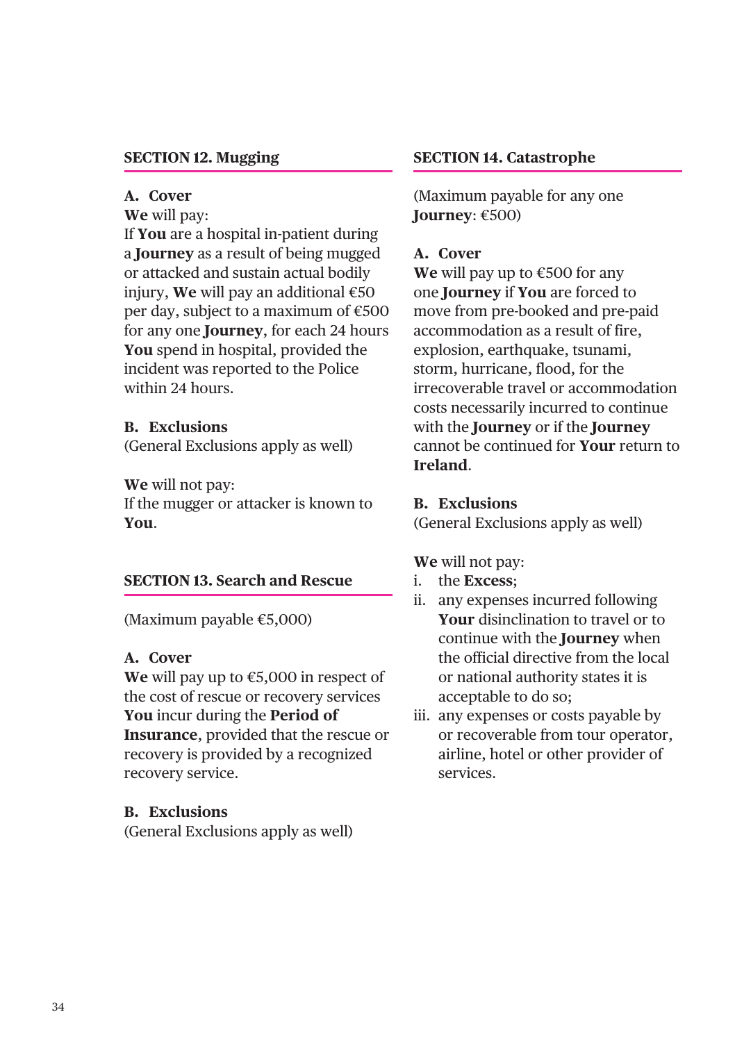## SECTION 12. Mugging

### A. Cover

**We** will pay:
If **You** are a hospital in-patient during a **Journey** as a result of being mugged or attacked and sustain actual bodily injury, **We** will pay an additional €50 per day, subject to a maximum of €500 for any one **Journey**, for each 24 hours **You** spend in hospital, provided the incident was reported to the Police within 24 hours.

### B. Exclusions

(General Exclusions apply as well)

**We** will not pay:
If the mugger or attacker is known to **You**.

## SECTION 13. Search and Rescue

(Maximum payable €5,000)

### A. Cover

**We** will pay up to €5,000 in respect of the cost of rescue or recovery services **You** incur during the **Period of Insurance**, provided that the rescue or recovery is provided by a recognized recovery service.

### B. Exclusions

(General Exclusions apply as well)

## SECTION 14. Catastrophe

(Maximum payable for any one **Journey**: €500)

### A. Cover

**We** will pay up to €500 for any one **Journey** if **You** are forced to move from pre-booked and pre-paid accommodation as a result of fire, explosion, earthquake, tsunami, storm, hurricane, flood, for the irrecoverable travel or accommodation costs necessarily incurred to continue with the **Journey** or if the **Journey** cannot be continued for **Your** return to **Ireland**.

### B. Exclusions

(General Exclusions apply as well)

**We** will not pay:

i. the **Excess**;
ii. any expenses incurred following **Your** disinclination to travel or to continue with the **Journey** when the official directive from the local or national authority states it is acceptable to do so;
iii. any expenses or costs payable by or recoverable from tour operator, airline, hotel or other provider of services.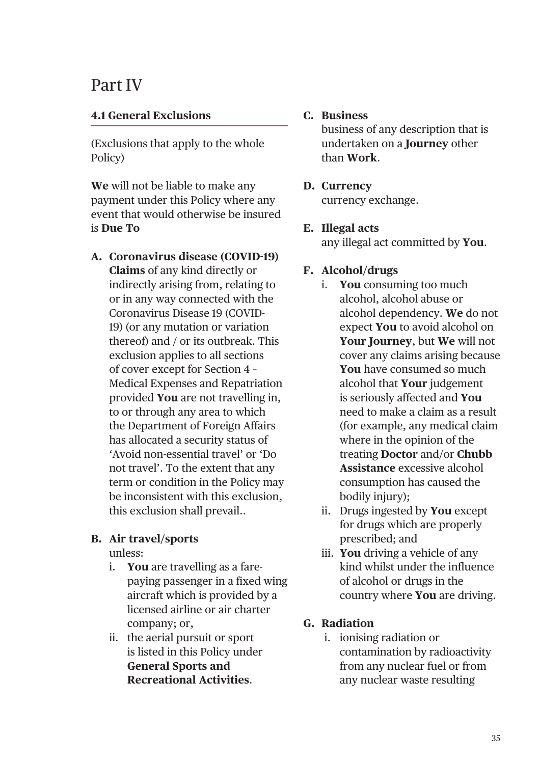# Part IV

## 4.1 General Exclusions

(Exclusions that apply to the whole Policy)

**We** will not be liable to make any payment under this Policy where any event that would otherwise be insured is **Due To**

**A. Coronavirus disease (COVID-19)**
**Claims** of any kind directly or indirectly arising from, relating to or in any way connected with the Coronavirus Disease 19 (COVID-19) (or any mutation or variation thereof) and / or its outbreak. This exclusion applies to all sections of cover except for Section 4 – Medical Expenses and Repatriation provided **You** are not travelling in, to or through any area to which the Department of Foreign Affairs has allocated a security status of 'Avoid non-essential travel' or 'Do not travel'. To the extent that any term or condition in the Policy may be inconsistent with this exclusion, this exclusion shall prevail..

**B. Air travel/sports**
unless:

1. **You** are travelling as a fare-paying passenger in a fixed wing aircraft which is provided by a licensed airline or air charter company; or,
2. the aerial pursuit or sport is listed in this Policy under **General Sports and Recreational Activities**.

**C. Business**
business of any description that is undertaken on a **Journey** other than **Work**.

**D. Currency**
currency exchange.

**E. Illegal acts**
any illegal act committed by **You**.

**F. Alcohol/drugs**

1. **You** consuming too much alcohol, alcohol abuse or alcohol dependency. **We** do not expect **You** to avoid alcohol on **Your Journey**, but **We** will not cover any claims arising because **You** have consumed so much alcohol that **Your** judgement is seriously affected and **You** need to make a claim as a result (for example, any medical claim where in the opinion of the treating **Doctor** and/or **Chubb Assistance** excessive alcohol consumption has caused the bodily injury);
2. Drugs ingested by **You** except for drugs which are properly prescribed; and
3. **You** driving a vehicle of any kind whilst under the influence of alcohol or drugs in the country where **You** are driving.

**G. Radiation**

1. ionising radiation or contamination by radioactivity from any nuclear fuel or from any nuclear waste resulting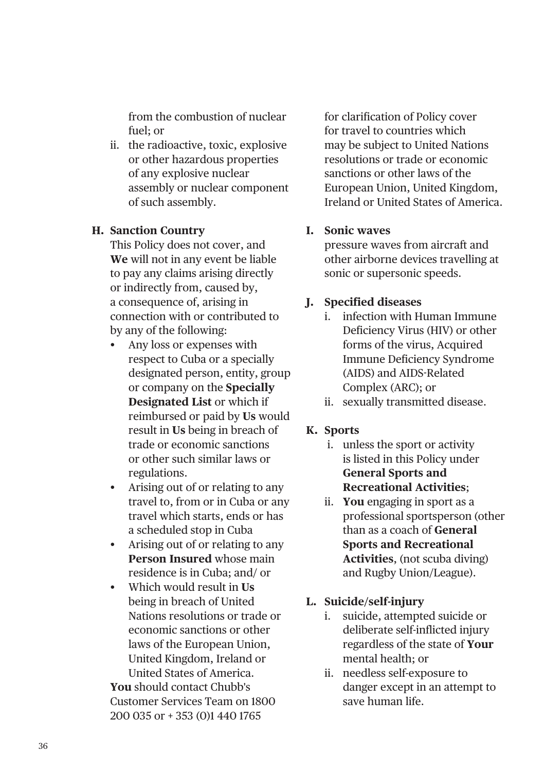from the combustion of nuclear fuel; or

ii. the radioactive, toxic, explosive or other hazardous properties of any explosive nuclear assembly or nuclear component of such assembly.

**H. Sanction Country**

This Policy does not cover, and **We** will not in any event be liable to pay any claims arising directly or indirectly from, caused by, a consequence of, arising in connection with or contributed to by any of the following:

- Any loss or expenses with respect to Cuba or a specially designated person, entity, group or company on the **Specially Designated List** or which if reimbursed or paid by **Us** would result in **Us** being in breach of trade or economic sanctions or other such similar laws or regulations.
- Arising out of or relating to any travel to, from or in Cuba or any travel which starts, ends or has a scheduled stop in Cuba
- Arising out of or relating to any **Person Insured** whose main residence is in Cuba; and/ or
- Which would result in **Us** being in breach of United Nations resolutions or trade or economic sanctions or other laws of the European Union, United Kingdom, Ireland or United States of America.

**You** should contact Chubb's Customer Services Team on 1800 200 035 or + 353 (0)1 440 1765 for clarification of Policy cover for travel to countries which may be subject to United Nations resolutions or trade or economic sanctions or other laws of the European Union, United Kingdom, Ireland or United States of America.

**I. Sonic waves**

pressure waves from aircraft and other airborne devices travelling at sonic or supersonic speeds.

**J. Specified diseases**

i. infection with Human Immune Deficiency Virus (HIV) or other forms of the virus, Acquired Immune Deficiency Syndrome (AIDS) and AIDS-Related Complex (ARC); or

ii. sexually transmitted disease.

**K. Sports**

i. unless the sport or activity is listed in this Policy under **General Sports and Recreational Activities**;

ii. **You** engaging in sport as a professional sportsperson (other than as a coach of **General Sports and Recreational Activities**, (not scuba diving) and Rugby Union/League).

**L. Suicide/self-injury**

i. suicide, attempted suicide or deliberate self-inflicted injury regardless of the state of **Your** mental health; or

ii. needless self-exposure to danger except in an attempt to save human life.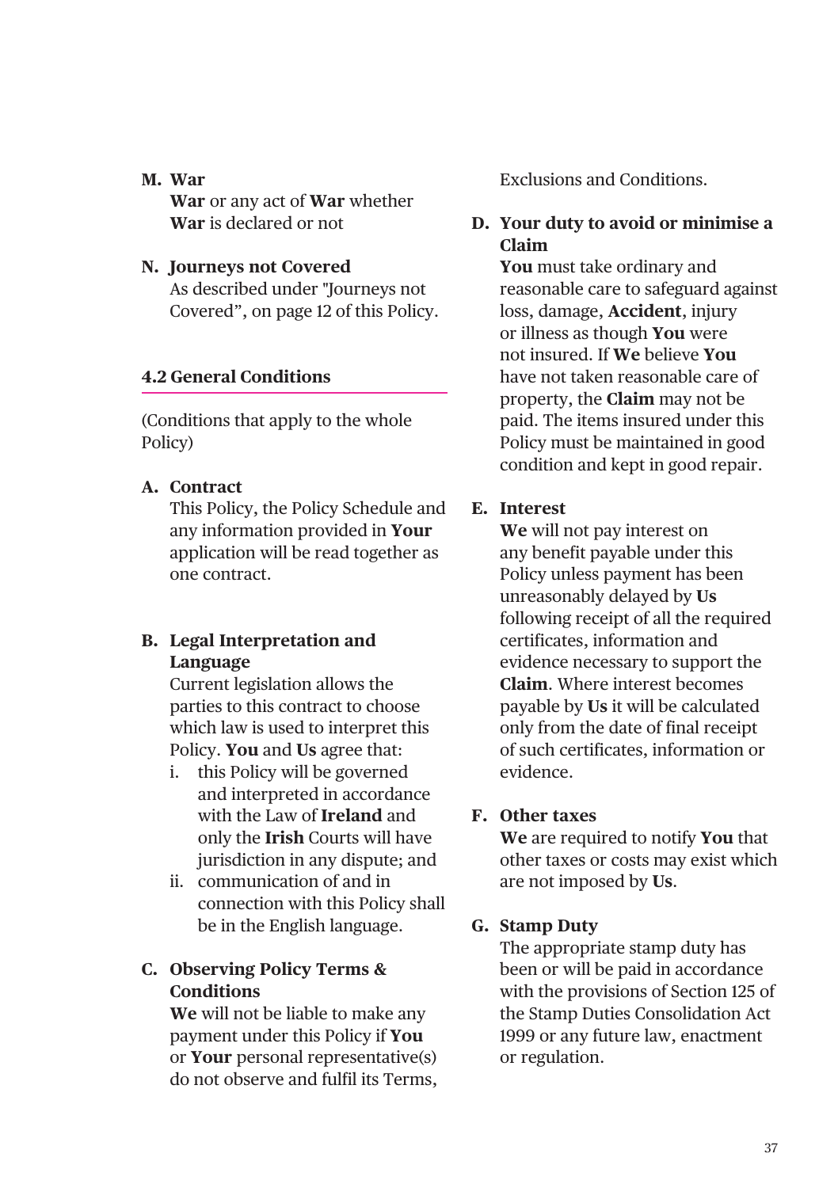**M. War**
**War** or any act of **War** whether **War** is declared or not

**N. Journeys not Covered**
As described under "Journeys not Covered", on page 12 of this Policy.

### 4.2 General Conditions

(Conditions that apply to the whole Policy)

**A. Contract**
This Policy, the Policy Schedule and any information provided in **Your** application will be read together as one contract.

**B. Legal Interpretation and Language**
Current legislation allows the parties to this contract to choose which law is used to interpret this Policy. **You** and **Us** agree that:

- i. this Policy will be governed and interpreted in accordance with the Law of **Ireland** and only the **Irish** Courts will have jurisdiction in any dispute; and
- ii. communication of and in connection with this Policy shall be in the English language.

**C. Observing Policy Terms & Conditions**
**We** will not be liable to make any payment under this Policy if **You** or **Your** personal representative(s) do not observe and fulfil its Terms, Exclusions and Conditions.

**D. Your duty to avoid or minimise a Claim**
**You** must take ordinary and reasonable care to safeguard against loss, damage, **Accident**, injury or illness as though **You** were not insured. If **We** believe **You** have not taken reasonable care of property, the **Claim** may not be paid. The items insured under this Policy must be maintained in good condition and kept in good repair.

**E. Interest**
**We** will not pay interest on any benefit payable under this Policy unless payment has been unreasonably delayed by **Us** following receipt of all the required certificates, information and evidence necessary to support the **Claim**. Where interest becomes payable by **Us** it will be calculated only from the date of final receipt of such certificates, information or evidence.

**F. Other taxes**
**We** are required to notify **You** that other taxes or costs may exist which are not imposed by **Us**.

**G. Stamp Duty**
The appropriate stamp duty has been or will be paid in accordance with the provisions of Section 125 of the Stamp Duties Consolidation Act 1999 or any future law, enactment or regulation.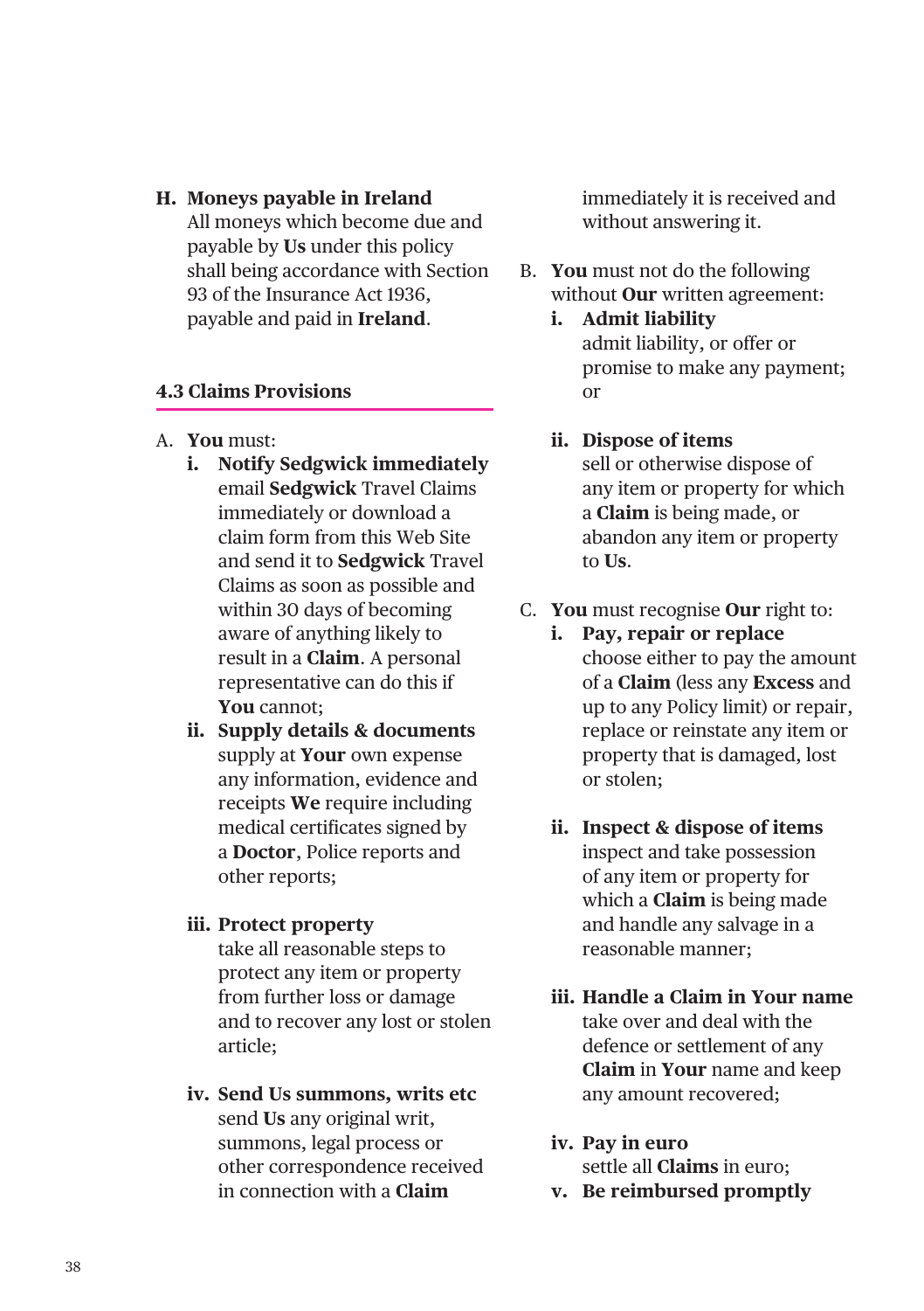**H. Moneys payable in Ireland**
All moneys which become due and payable by **Us** under this policy shall being accordance with Section 93 of the Insurance Act 1936, payable and paid in **Ireland**.

### 4.3 Claims Provisions

A. **You** must:

- **i. Notify Sedgwick immediately**
email **Sedgwick** Travel Claims immediately or download a claim form from this Web Site and send it to **Sedgwick** Travel Claims as soon as possible and within 30 days of becoming aware of anything likely to result in a **Claim**. A personal representative can do this if **You** cannot;
- **ii. Supply details & documents**
supply at **Your** own expense any information, evidence and receipts **We** require including medical certificates signed by a **Doctor**, Police reports and other reports;
- **iii. Protect property**
take all reasonable steps to protect any item or property from further loss or damage and to recover any lost or stolen article;
- **iv. Send Us summons, writs etc**
send **Us** any original writ, summons, legal process or other correspondence received in connection with a **Claim** immediately it is received and without answering it.

B. **You** must not do the following without **Our** written agreement:

- **i. Admit liability**
admit liability, or offer or promise to make any payment; or
- **ii. Dispose of items**
sell or otherwise dispose of any item or property for which a **Claim** is being made, or abandon any item or property to **Us**.

C. **You** must recognise **Our** right to:

- **i. Pay, repair or replace**
choose either to pay the amount of a **Claim** (less any **Excess** and up to any Policy limit) or repair, replace or reinstate any item or property that is damaged, lost or stolen;
- **ii. Inspect & dispose of items**
inspect and take possession of any item or property for which a **Claim** is being made and handle any salvage in a reasonable manner;
- **iii. Handle a Claim in Your name**
take over and deal with the defence or settlement of any **Claim** in **Your** name and keep any amount recovered;
- **iv. Pay in euro**
settle all **Claims** in euro;
- **v. Be reimbursed promptly**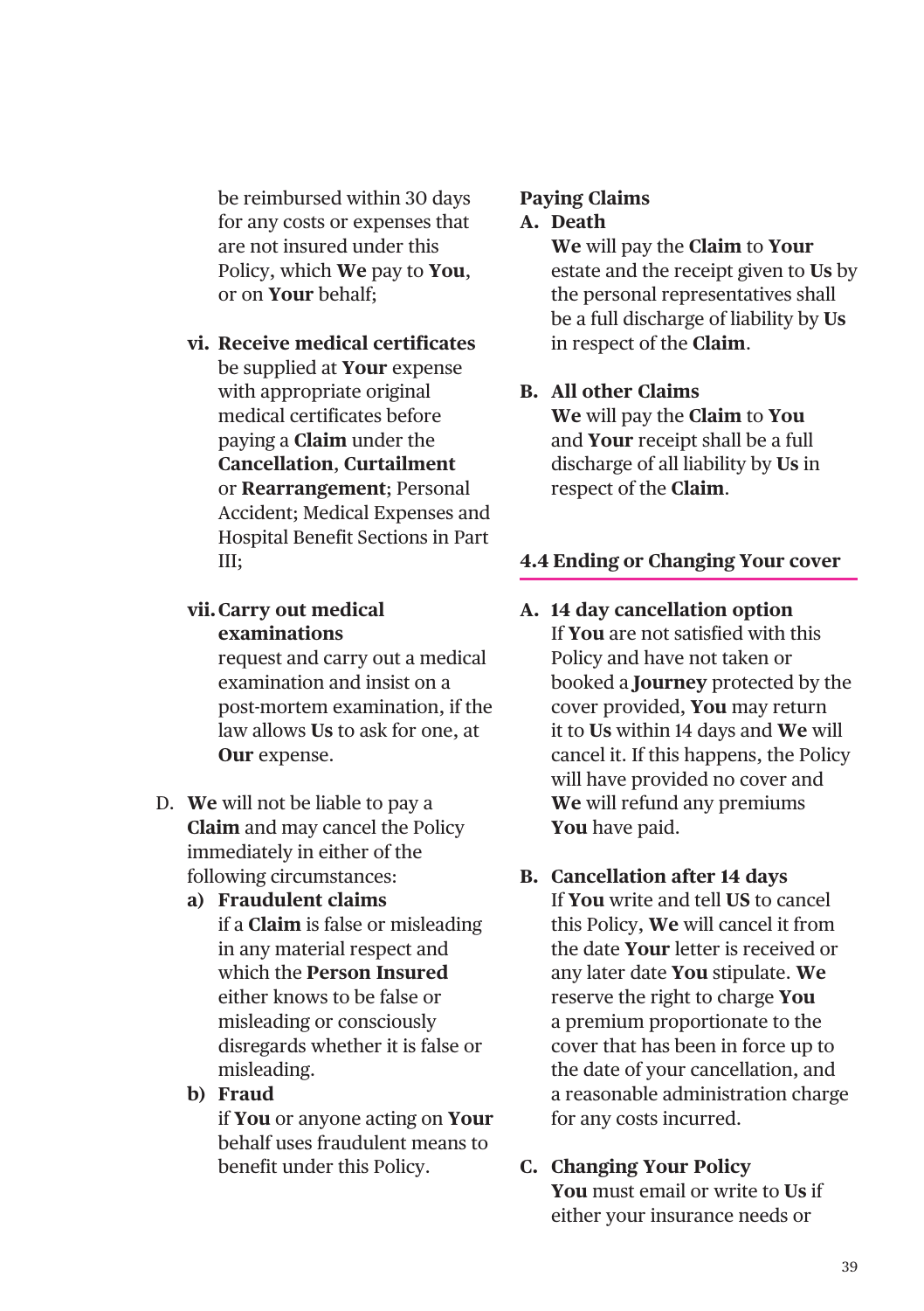be reimbursed within 30 days for any costs or expenses that are not insured under this Policy, which **We** pay to **You**, or on **Your** behalf;

vi. **Receive medical certificates** be supplied at **Your** expense with appropriate original medical certificates before paying a **Claim** under the **Cancellation**, **Curtailment** or **Rearrangement**; Personal Accident; Medical Expenses and Hospital Benefit Sections in Part III;

vii. **Carry out medical examinations** request and carry out a medical examination and insist on a post-mortem examination, if the law allows **Us** to ask for one, at **Our** expense.

D. **We** will not be liable to pay a **Claim** and may cancel the Policy immediately in either of the following circumstances:

a) **Fraudulent claims** if a **Claim** is false or misleading in any material respect and which the **Person Insured** either knows to be false or misleading or consciously disregards whether it is false or misleading.

b) **Fraud** if **You** or anyone acting on **Your** behalf uses fraudulent means to benefit under this Policy.

**Paying Claims**

A. **Death**
**We** will pay the **Claim** to **Your** estate and the receipt given to **Us** by the personal representatives shall be a full discharge of liability by **Us** in respect of the **Claim**.

B. **All other Claims**
**We** will pay the **Claim** to **You** and **Your** receipt shall be a full discharge of all liability by **Us** in respect of the **Claim**.

## 4.4 Ending or Changing Your cover

A. **14 day cancellation option**
If **You** are not satisfied with this Policy and have not taken or booked a **Journey** protected by the cover provided, **You** may return it to **Us** within 14 days and **We** will cancel it. If this happens, the Policy will have provided no cover and **We** will refund any premiums **You** have paid.

B. **Cancellation after 14 days**
If **You** write and tell **US** to cancel this Policy, **We** will cancel it from the date **Your** letter is received or any later date **You** stipulate. **We** reserve the right to charge **You** a premium proportionate to the cover that has been in force up to the date of your cancellation, and a reasonable administration charge for any costs incurred.

C. **Changing Your Policy**
**You** must email or write to **Us** if either your insurance needs or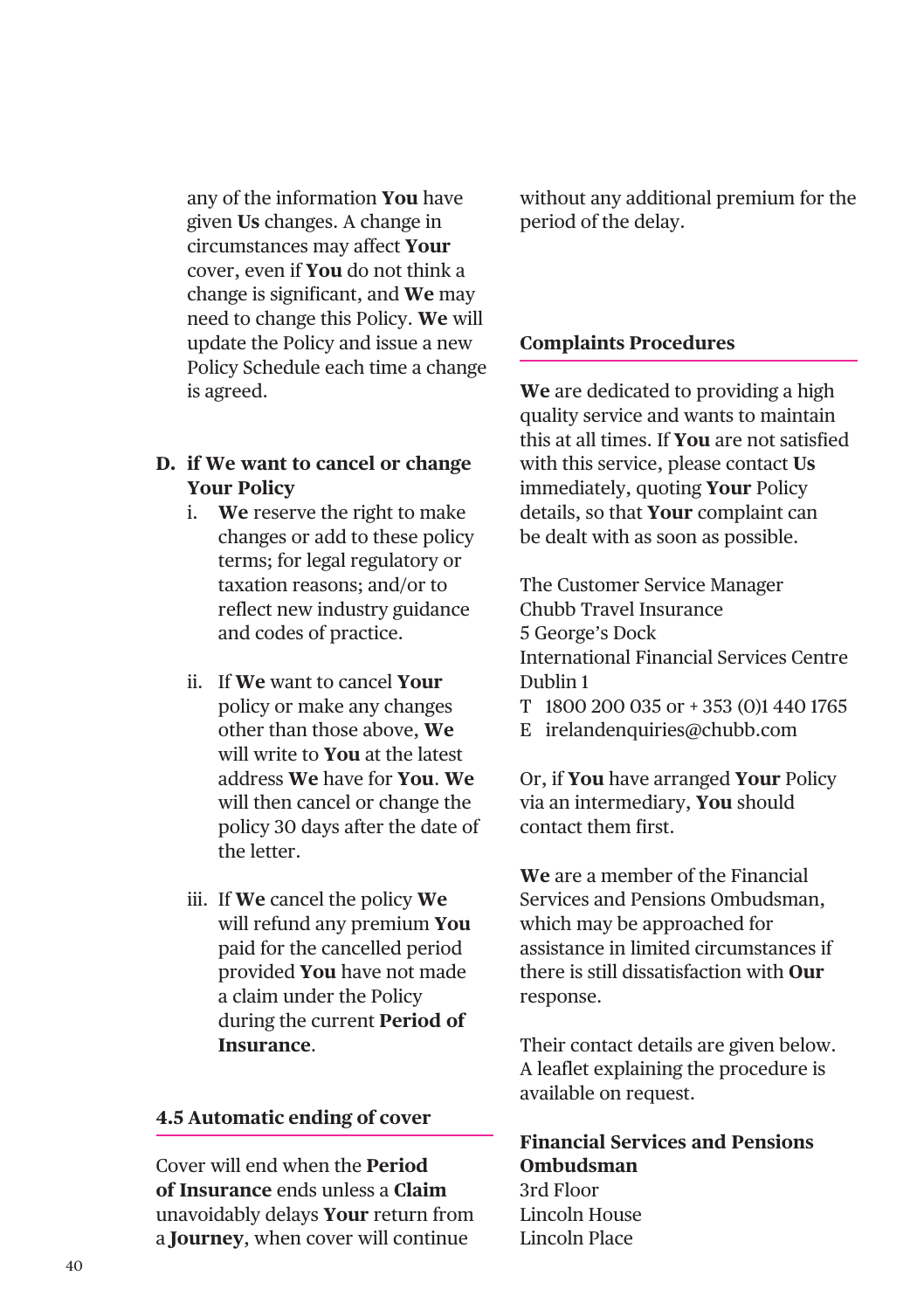any of the information **You** have given **Us** changes. A change in circumstances may affect **Your** cover, even if **You** do not think a change is significant, and **We** may need to change this Policy. **We** will update the Policy and issue a new Policy Schedule each time a change is agreed.

**D. if We want to cancel or change Your Policy**

i. **We** reserve the right to make changes or add to these policy terms; for legal regulatory or taxation reasons; and/or to reflect new industry guidance and codes of practice.

ii. If **We** want to cancel **Your** policy or make any changes other than those above, **We** will write to **You** at the latest address **We** have for **You**. **We** will then cancel or change the policy 30 days after the date of the letter.

iii. If **We** cancel the policy **We** will refund any premium **You** paid for the cancelled period provided **You** have not made a claim under the Policy during the current **Period of Insurance**.

### 4.5 Automatic ending of cover

Cover will end when the **Period of Insurance** ends unless a **Claim** unavoidably delays **Your** return from a **Journey**, when cover will continue without any additional premium for the period of the delay.

### Complaints Procedures

**We** are dedicated to providing a high quality service and wants to maintain this at all times. If **You** are not satisfied with this service, please contact **Us** immediately, quoting **Your** Policy details, so that **Your** complaint can be dealt with as soon as possible.

The Customer Service Manager
Chubb Travel Insurance
5 George's Dock
International Financial Services Centre
Dublin 1
T 1800 200 035 or + 353 (0)1 440 1765
E irelandenquiries@chubb.com

Or, if **You** have arranged **Your** Policy via an intermediary, **You** should contact them first.

**We** are a member of the Financial Services and Pensions Ombudsman, which may be approached for assistance in limited circumstances if there is still dissatisfaction with **Our** response.

Their contact details are given below. A leaflet explaining the procedure is available on request.

**Financial Services and Pensions Ombudsman**
3rd Floor
Lincoln House
Lincoln Place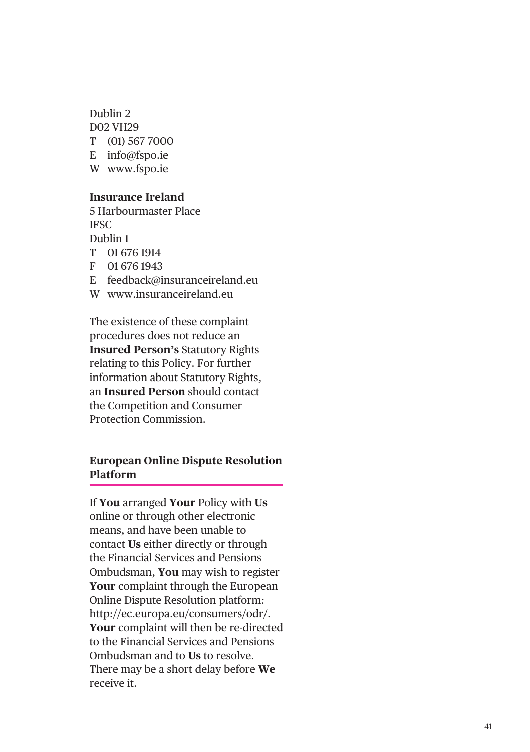Dublin 2
D02 VH29
T (01) 567 7000
E info@fspo.ie
W www.fspo.ie

**Insurance Ireland**
5 Harbourmaster Place
IFSC
Dublin 1
T 01 676 1914
F 01 676 1943
E feedback@insuranceireland.eu
W www.insuranceireland.eu

The existence of these complaint procedures does not reduce an **Insured Person's** Statutory Rights relating to this Policy. For further information about Statutory Rights, an **Insured Person** should contact the Competition and Consumer Protection Commission.

## European Online Dispute Resolution Platform

If **You** arranged **Your** Policy with **Us** online or through other electronic means, and have been unable to contact **Us** either directly or through the Financial Services and Pensions Ombudsman, **You** may wish to register **Your** complaint through the European Online Dispute Resolution platform: http://ec.europa.eu/consumers/odr/. **Your** complaint will then be re-directed to the Financial Services and Pensions Ombudsman and to **Us** to resolve. There may be a short delay before **We** receive it.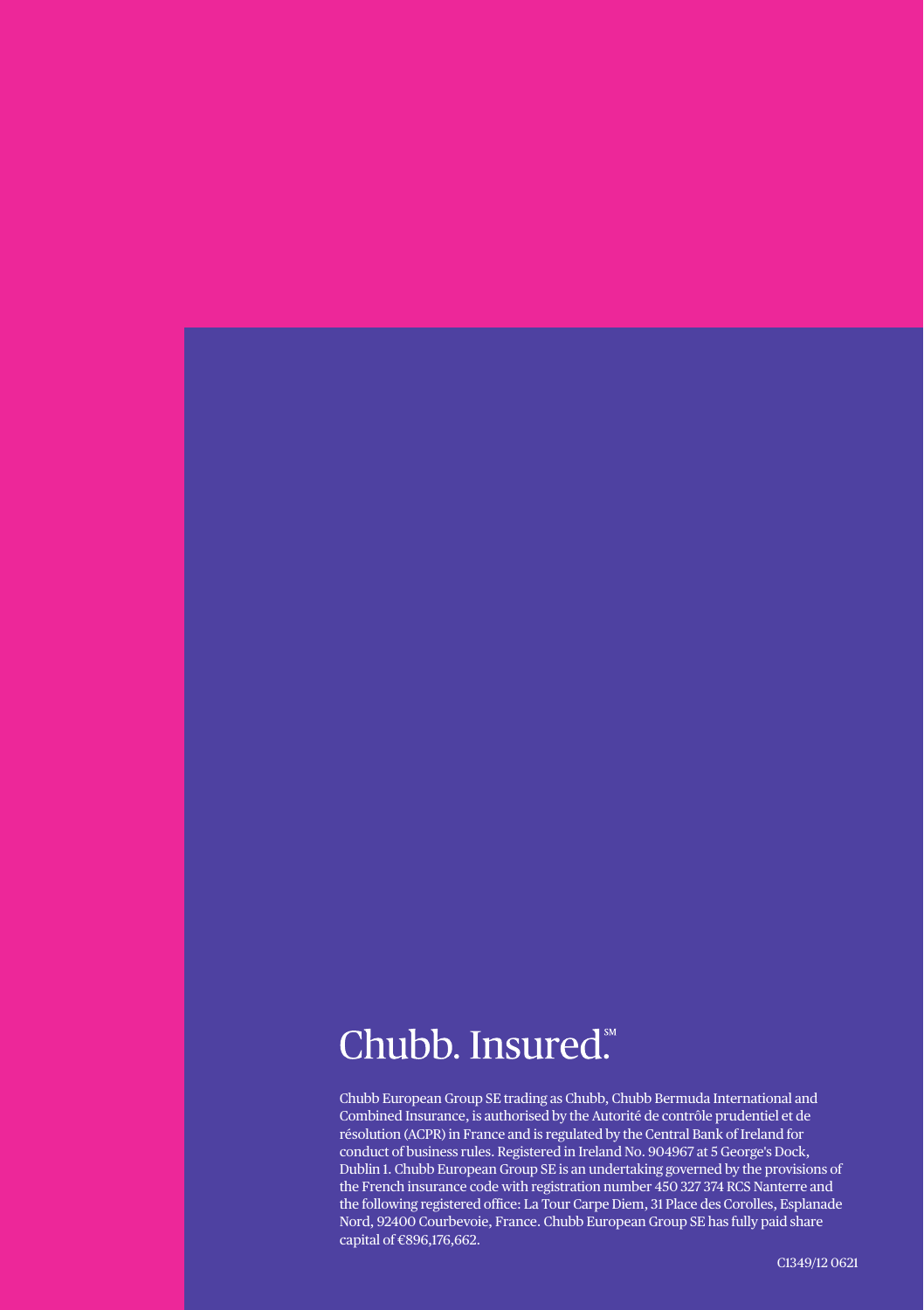Chubb. Insured.[SM]

Chubb European Group SE trading as Chubb, Chubb Bermuda International and Combined Insurance, is authorised by the Autorité de contrôle prudentiel et de résolution (ACPR) in France and is regulated by the Central Bank of Ireland for conduct of business rules. Registered in Ireland No. 904967 at 5 George's Dock, Dublin 1. Chubb European Group SE is an undertaking governed by the provisions of the French insurance code with registration number 450 327 374 RCS Nanterre and the following registered office: La Tour Carpe Diem, 31 Place des Corolles, Esplanade Nord, 92400 Courbevoie, France. Chubb European Group SE has fully paid share capital of €896,176,662.

CI349/12 0621